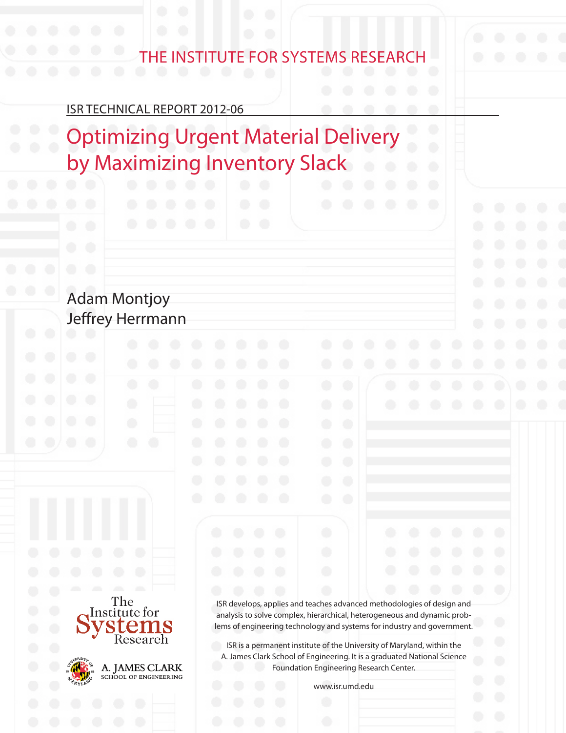THE INSTITUTE FOR SYSTEMS RESEARCH

ISR TECHNICAL REPORT 2012-06

# Optimizing Urgent Material Delivery by Maximizing Inventory Slack

Adam Montjoy
Jeffrey Herrmann

The Institute for Systems Research

A. JAMES CLARK SCHOOL OF ENGINEERING

ISR develops, applies and teaches advanced methodologies of design and analysis to solve complex, hierarchical, heterogeneous and dynamic problems of engineering technology and systems for industry and government.

ISR is a permanent institute of the University of Maryland, within the A. James Clark School of Engineering. It is a graduated National Science Foundation Engineering Research Center.

www.isr.umd.edu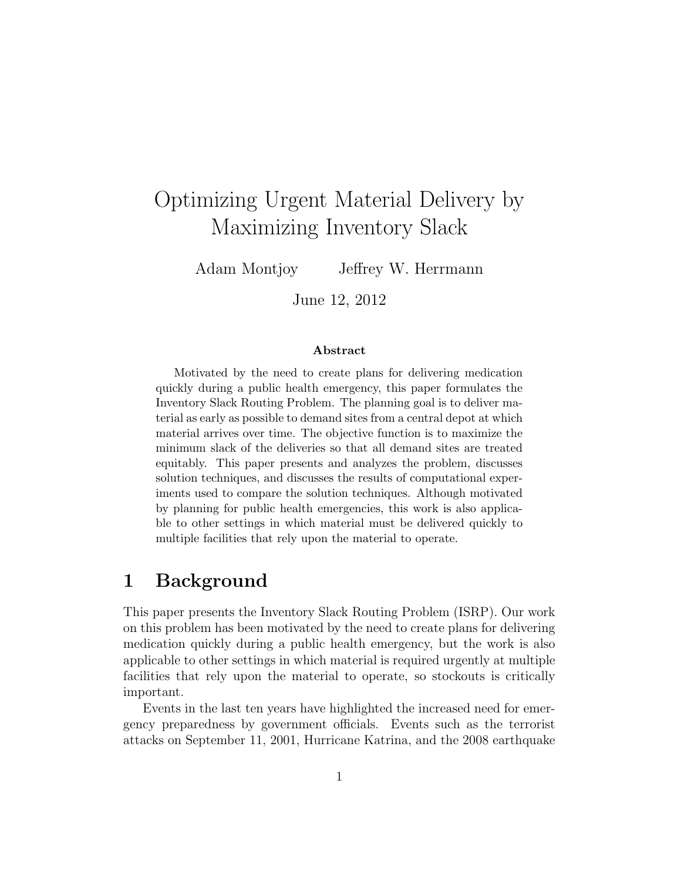# Optimizing Urgent Material Delivery by Maximizing Inventory Slack

Adam Montjoy    Jeffrey W. Herrmann

June 12, 2012

**Abstract**

Motivated by the need to create plans for delivering medication quickly during a public health emergency, this paper formulates the Inventory Slack Routing Problem. The planning goal is to deliver material as early as possible to demand sites from a central depot at which material arrives over time. The objective function is to maximize the minimum slack of the deliveries so that all demand sites are treated equitably. This paper presents and analyzes the problem, discusses solution techniques, and discusses the results of computational experiments used to compare the solution techniques. Although motivated by planning for public health emergencies, this work is also applicable to other settings in which material must be delivered quickly to multiple facilities that rely upon the material to operate.

## 1 Background

This paper presents the Inventory Slack Routing Problem (ISRP). Our work on this problem has been motivated by the need to create plans for delivering medication quickly during a public health emergency, but the work is also applicable to other settings in which material is required urgently at multiple facilities that rely upon the material to operate, so stockouts is critically important.

Events in the last ten years have highlighted the increased need for emergency preparedness by government officials. Events such as the terrorist attacks on September 11, 2001, Hurricane Katrina, and the 2008 earthquake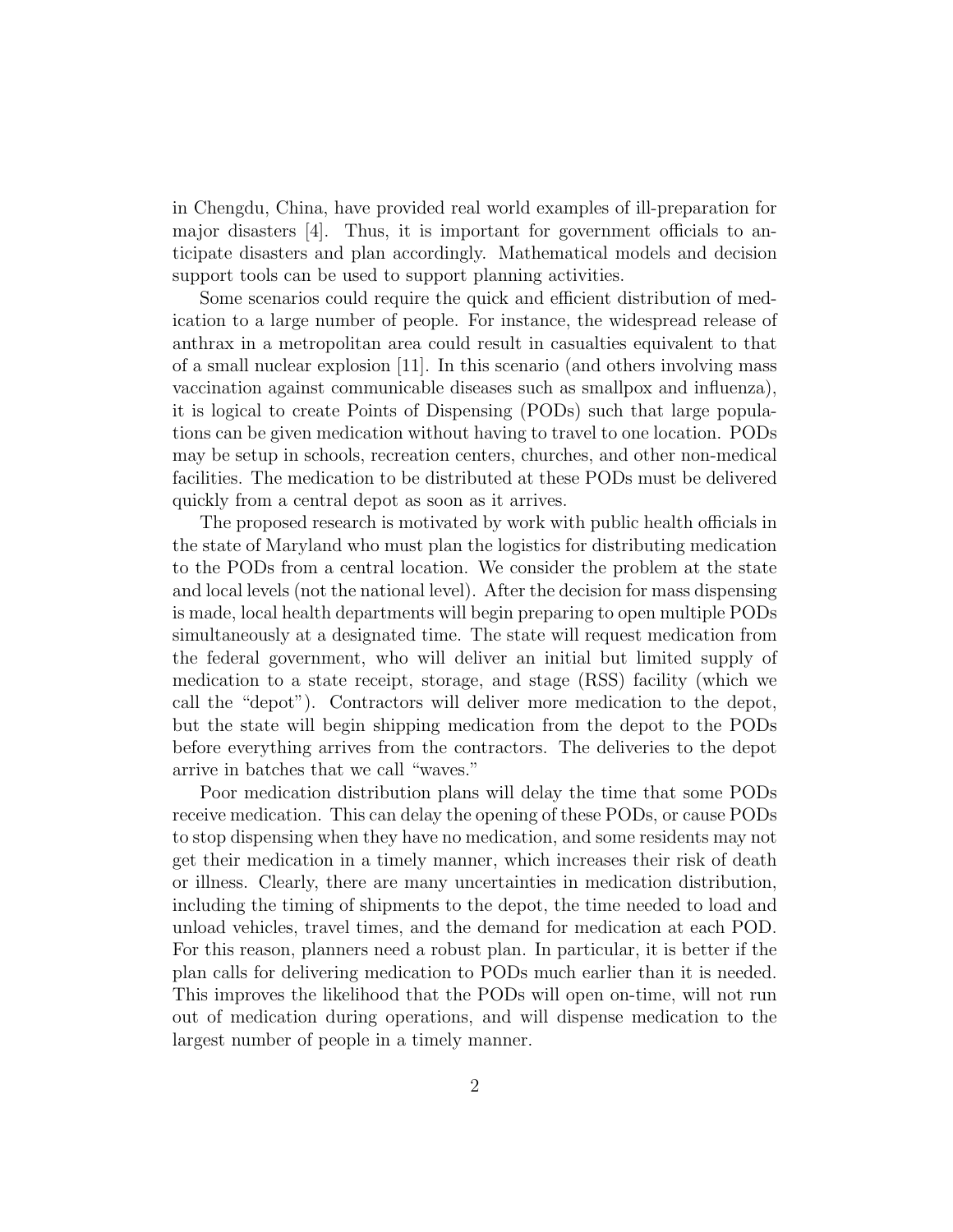in Chengdu, China, have provided real world examples of ill-preparation for major disasters [4]. Thus, it is important for government officials to anticipate disasters and plan accordingly. Mathematical models and decision support tools can be used to support planning activities.

Some scenarios could require the quick and efficient distribution of medication to a large number of people. For instance, the widespread release of anthrax in a metropolitan area could result in casualties equivalent to that of a small nuclear explosion [11]. In this scenario (and others involving mass vaccination against communicable diseases such as smallpox and influenza), it is logical to create Points of Dispensing (PODs) such that large populations can be given medication without having to travel to one location. PODs may be setup in schools, recreation centers, churches, and other non-medical facilities. The medication to be distributed at these PODs must be delivered quickly from a central depot as soon as it arrives.

The proposed research is motivated by work with public health officials in the state of Maryland who must plan the logistics for distributing medication to the PODs from a central location. We consider the problem at the state and local levels (not the national level). After the decision for mass dispensing is made, local health departments will begin preparing to open multiple PODs simultaneously at a designated time. The state will request medication from the federal government, who will deliver an initial but limited supply of medication to a state receipt, storage, and stage (RSS) facility (which we call the "depot"). Contractors will deliver more medication to the depot, but the state will begin shipping medication from the depot to the PODs before everything arrives from the contractors. The deliveries to the depot arrive in batches that we call "waves."

Poor medication distribution plans will delay the time that some PODs receive medication. This can delay the opening of these PODs, or cause PODs to stop dispensing when they have no medication, and some residents may not get their medication in a timely manner, which increases their risk of death or illness. Clearly, there are many uncertainties in medication distribution, including the timing of shipments to the depot, the time needed to load and unload vehicles, travel times, and the demand for medication at each POD. For this reason, planners need a robust plan. In particular, it is better if the plan calls for delivering medication to PODs much earlier than it is needed. This improves the likelihood that the PODs will open on-time, will not run out of medication during operations, and will dispense medication to the largest number of people in a timely manner.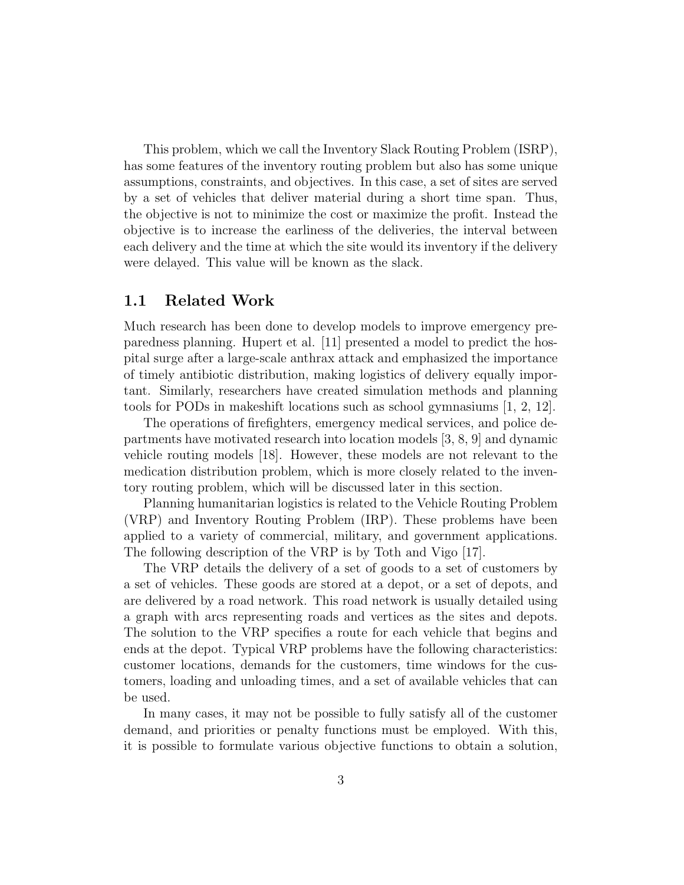This problem, which we call the Inventory Slack Routing Problem (ISRP), has some features of the inventory routing problem but also has some unique assumptions, constraints, and objectives. In this case, a set of sites are served by a set of vehicles that deliver material during a short time span. Thus, the objective is not to minimize the cost or maximize the profit. Instead the objective is to increase the earliness of the deliveries, the interval between each delivery and the time at which the site would its inventory if the delivery were delayed. This value will be known as the slack.

## 1.1 Related Work

Much research has been done to develop models to improve emergency preparedness planning. Hupert et al. [11] presented a model to predict the hospital surge after a large-scale anthrax attack and emphasized the importance of timely antibiotic distribution, making logistics of delivery equally important. Similarly, researchers have created simulation methods and planning tools for PODs in makeshift locations such as school gymnasiums [1, 2, 12].

The operations of firefighters, emergency medical services, and police departments have motivated research into location models [3, 8, 9] and dynamic vehicle routing models [18]. However, these models are not relevant to the medication distribution problem, which is more closely related to the inventory routing problem, which will be discussed later in this section.

Planning humanitarian logistics is related to the Vehicle Routing Problem (VRP) and Inventory Routing Problem (IRP). These problems have been applied to a variety of commercial, military, and government applications. The following description of the VRP is by Toth and Vigo [17].

The VRP details the delivery of a set of goods to a set of customers by a set of vehicles. These goods are stored at a depot, or a set of depots, and are delivered by a road network. This road network is usually detailed using a graph with arcs representing roads and vertices as the sites and depots. The solution to the VRP specifies a route for each vehicle that begins and ends at the depot. Typical VRP problems have the following characteristics: customer locations, demands for the customers, time windows for the customers, loading and unloading times, and a set of available vehicles that can be used.

In many cases, it may not be possible to fully satisfy all of the customer demand, and priorities or penalty functions must be employed. With this, it is possible to formulate various objective functions to obtain a solution,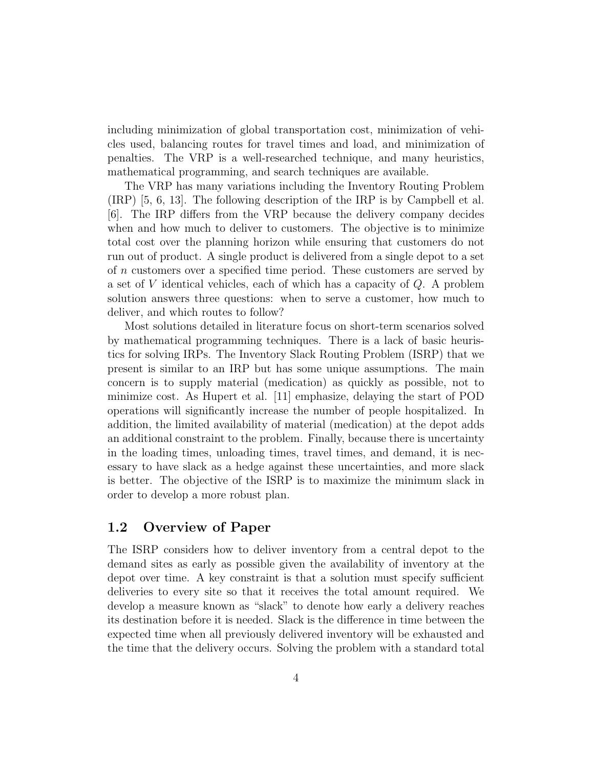including minimization of global transportation cost, minimization of vehicles used, balancing routes for travel times and load, and minimization of penalties. The VRP is a well-researched technique, and many heuristics, mathematical programming, and search techniques are available.

The VRP has many variations including the Inventory Routing Problem (IRP) [5, 6, 13]. The following description of the IRP is by Campbell et al. [6]. The IRP differs from the VRP because the delivery company decides when and how much to deliver to customers. The objective is to minimize total cost over the planning horizon while ensuring that customers do not run out of product. A single product is delivered from a single depot to a set of $n$ customers over a specified time period. These customers are served by a set of $V$ identical vehicles, each of which has a capacity of $Q$. A problem solution answers three questions: when to serve a customer, how much to deliver, and which routes to follow?

Most solutions detailed in literature focus on short-term scenarios solved by mathematical programming techniques. There is a lack of basic heuristics for solving IRPs. The Inventory Slack Routing Problem (ISRP) that we present is similar to an IRP but has some unique assumptions. The main concern is to supply material (medication) as quickly as possible, not to minimize cost. As Hupert et al. [11] emphasize, delaying the start of POD operations will significantly increase the number of people hospitalized. In addition, the limited availability of material (medication) at the depot adds an additional constraint to the problem. Finally, because there is uncertainty in the loading times, unloading times, travel times, and demand, it is necessary to have slack as a hedge against these uncertainties, and more slack is better. The objective of the ISRP is to maximize the minimum slack in order to develop a more robust plan.

## 1.2 Overview of Paper

The ISRP considers how to deliver inventory from a central depot to the demand sites as early as possible given the availability of inventory at the depot over time. A key constraint is that a solution must specify sufficient deliveries to every site so that it receives the total amount required. We develop a measure known as "slack" to denote how early a delivery reaches its destination before it is needed. Slack is the difference in time between the expected time when all previously delivered inventory will be exhausted and the time that the delivery occurs. Solving the problem with a standard total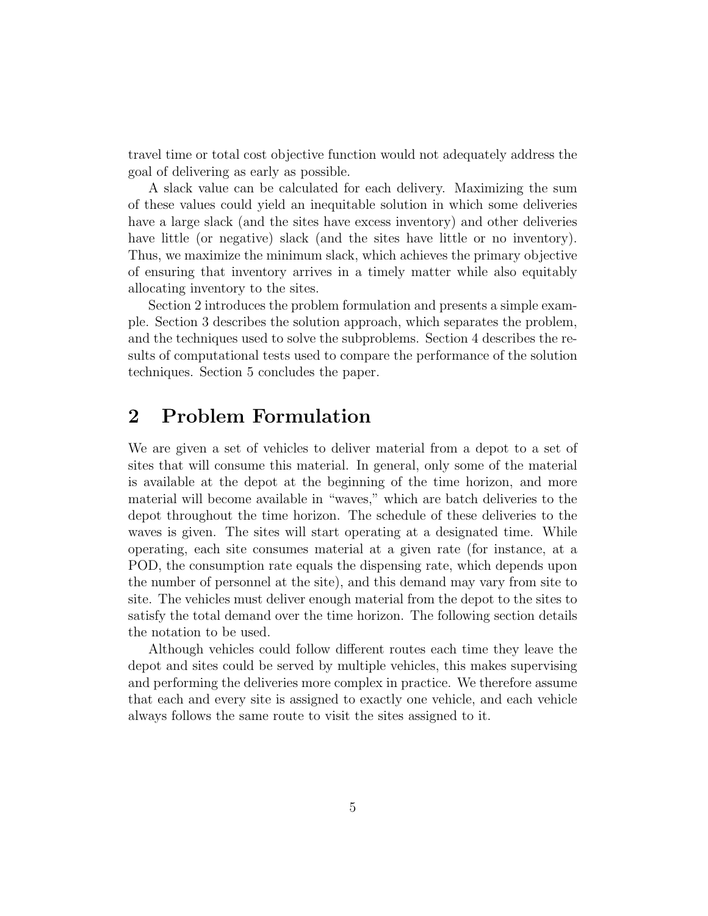travel time or total cost objective function would not adequately address the goal of delivering as early as possible.

A slack value can be calculated for each delivery. Maximizing the sum of these values could yield an inequitable solution in which some deliveries have a large slack (and the sites have excess inventory) and other deliveries have little (or negative) slack (and the sites have little or no inventory). Thus, we maximize the minimum slack, which achieves the primary objective of ensuring that inventory arrives in a timely matter while also equitably allocating inventory to the sites.

Section 2 introduces the problem formulation and presents a simple example. Section 3 describes the solution approach, which separates the problem, and the techniques used to solve the subproblems. Section 4 describes the results of computational tests used to compare the performance of the solution techniques. Section 5 concludes the paper.

# 2 Problem Formulation

We are given a set of vehicles to deliver material from a depot to a set of sites that will consume this material. In general, only some of the material is available at the depot at the beginning of the time horizon, and more material will become available in "waves," which are batch deliveries to the depot throughout the time horizon. The schedule of these deliveries to the waves is given. The sites will start operating at a designated time. While operating, each site consumes material at a given rate (for instance, at a POD, the consumption rate equals the dispensing rate, which depends upon the number of personnel at the site), and this demand may vary from site to site. The vehicles must deliver enough material from the depot to the sites to satisfy the total demand over the time horizon. The following section details the notation to be used.

Although vehicles could follow different routes each time they leave the depot and sites could be served by multiple vehicles, this makes supervising and performing the deliveries more complex in practice. We therefore assume that each and every site is assigned to exactly one vehicle, and each vehicle always follows the same route to visit the sites assigned to it.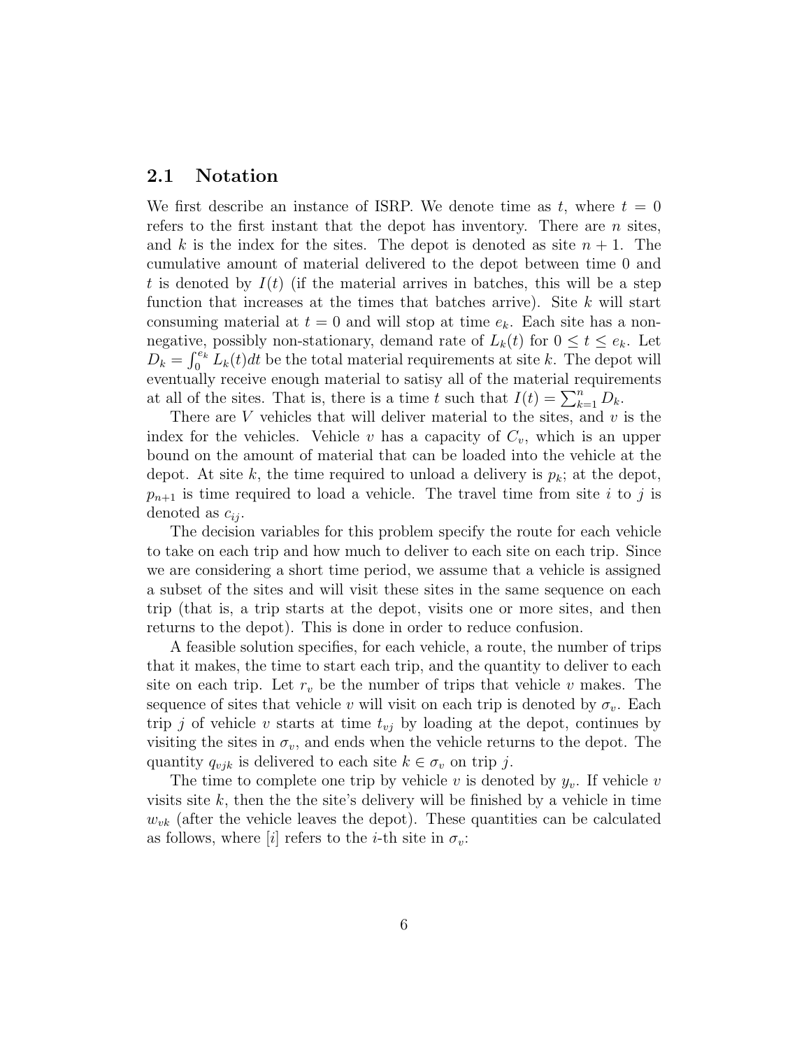## 2.1 Notation

We first describe an instance of ISRP. We denote time as $t$, where $t = 0$ refers to the first instant that the depot has inventory. There are $n$ sites, and $k$ is the index for the sites. The depot is denoted as site $n + 1$. The cumulative amount of material delivered to the depot between time 0 and $t$ is denoted by $I(t)$ (if the material arrives in batches, this will be a step function that increases at the times that batches arrive). Site $k$ will start consuming material at $t = 0$ and will stop at time $e_k$. Each site has a non-negative, possibly non-stationary, demand rate of $L_k(t)$ for $0 \leq t \leq e_k$. Let $D_k = \int_0^{e_k} L_k(t)dt$ be the total material requirements at site $k$. The depot will eventually receive enough material to satisy all of the material requirements at all of the sites. That is, there is a time $t$ such that $I(t) = \sum_{k=1}^{n} D_k$.

There are $V$ vehicles that will deliver material to the sites, and $v$ is the index for the vehicles. Vehicle $v$ has a capacity of $C_v$, which is an upper bound on the amount of material that can be loaded into the vehicle at the depot. At site $k$, the time required to unload a delivery is $p_k$; at the depot, $p_{n+1}$ is time required to load a vehicle. The travel time from site $i$ to $j$ is denoted as $c_{ij}$.

The decision variables for this problem specify the route for each vehicle to take on each trip and how much to deliver to each site on each trip. Since we are considering a short time period, we assume that a vehicle is assigned a subset of the sites and will visit these sites in the same sequence on each trip (that is, a trip starts at the depot, visits one or more sites, and then returns to the depot). This is done in order to reduce confusion.

A feasible solution specifies, for each vehicle, a route, the number of trips that it makes, the time to start each trip, and the quantity to deliver to each site on each trip. Let $r_v$ be the number of trips that vehicle $v$ makes. The sequence of sites that vehicle $v$ will visit on each trip is denoted by $\sigma_v$. Each trip $j$ of vehicle $v$ starts at time $t_{vj}$ by loading at the depot, continues by visiting the sites in $\sigma_v$, and ends when the vehicle returns to the depot. The quantity $q_{vjk}$ is delivered to each site $k \in \sigma_v$ on trip $j$.

The time to complete one trip by vehicle $v$ is denoted by $y_v$. If vehicle $v$ visits site $k$, then the the site's delivery will be finished by a vehicle in time $w_{vk}$ (after the vehicle leaves the depot). These quantities can be calculated as follows, where $[i]$ refers to the $i$-th site in $\sigma_v$: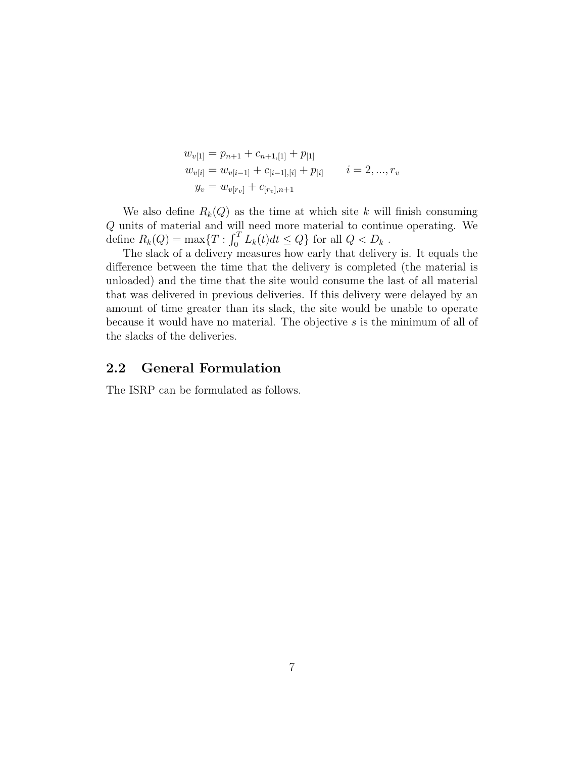$$
\begin{aligned}
w_{v[1]} &= p_{n+1} + c_{n+1,[1]} + p_{[1]} \\
w_{v[i]} &= w_{v[i-1]} + c_{[i-1],[i]} + p_{[i]} \qquad i = 2, ..., r_v \\
y_v &= w_{v[r_v]} + c_{[r_v],n+1}
\end{aligned}
$$

We also define $R_k(Q)$ as the time at which site $k$ will finish consuming $Q$ units of material and will need more material to continue operating. We define $R_k(Q) = \max\{T : \int_0^T L_k(t)dt \leq Q\}$ for all $Q < D_k$ .

The slack of a delivery measures how early that delivery is. It equals the difference between the time that the delivery is completed (the material is unloaded) and the time that the site would consume the last of all material that was delivered in previous deliveries. If this delivery were delayed by an amount of time greater than its slack, the site would be unable to operate because it would have no material. The objective $s$ is the minimum of all of the slacks of the deliveries.

## 2.2 General Formulation

The ISRP can be formulated as follows.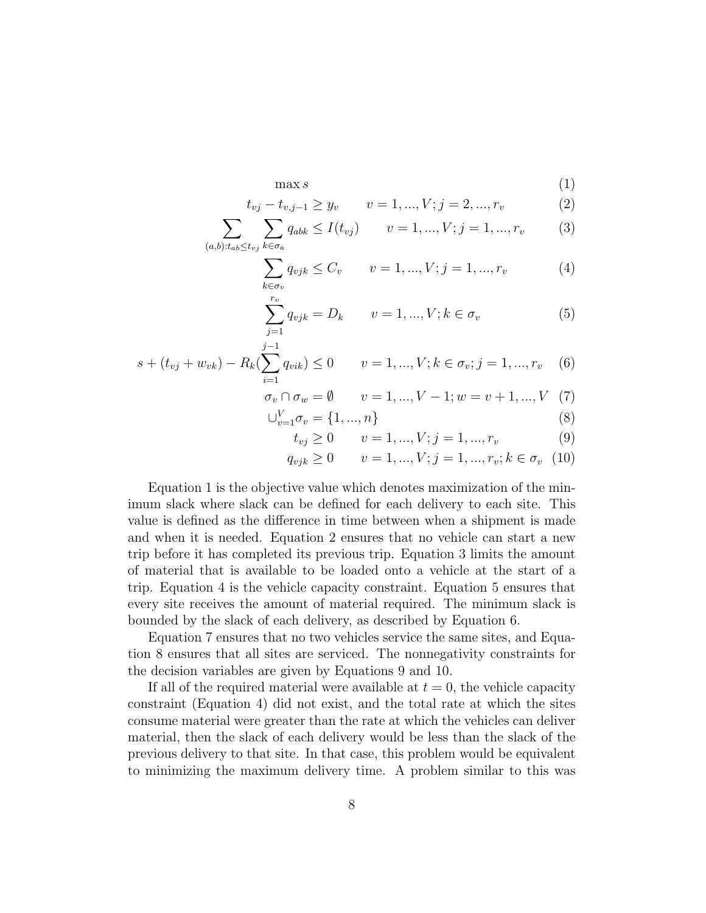$$\max s \tag{1}$$

$$t_{vj} - t_{v,j-1} \geq y_v \qquad v = 1, ..., V; j = 2, ..., r_v \tag{2}$$

$$\sum_{(a,b):t_{ab} \leq t_{vj}} \sum_{k \in \sigma_a} q_{abk} \leq I(t_{vj}) \qquad v = 1, ..., V; j = 1, ..., r_v \tag{3}$$

$$\sum_{k \in \sigma_v} q_{vjk} \leq C_v \qquad v = 1, ..., V; j = 1, ..., r_v \tag{4}$$

$$\sum_{j=1}^{r_v} q_{vjk} = D_k \qquad v = 1, ..., V; k \in \sigma_v \tag{5}$$

$$s + (t_{vj} + w_{vk}) - R_k(\sum_{i=1}^{j-1} q_{vik}) \leq 0 \qquad v = 1, ..., V; k \in \sigma_v; j = 1, ..., r_v \tag{6}$$

$$\sigma_v \cap \sigma_w = \emptyset \qquad v = 1, ..., V-1; w = v+1, ..., V \tag{7}$$

$$\cup_{v=1}^{V} \sigma_v = \{1, ..., n\} \tag{8}$$

$$t_{vj} \geq 0 \qquad v = 1, ..., V; j = 1, ..., r_v \tag{9}$$

$$q_{vjk} \geq 0 \qquad v = 1, ..., V; j = 1, ..., r_v; k \in \sigma_v \tag{10}$$

Equation 1 is the objective value which denotes maximization of the minimum slack where slack can be defined for each delivery to each site. This value is defined as the difference in time between when a shipment is made and when it is needed. Equation 2 ensures that no vehicle can start a new trip before it has completed its previous trip. Equation 3 limits the amount of material that is available to be loaded onto a vehicle at the start of a trip. Equation 4 is the vehicle capacity constraint. Equation 5 ensures that every site receives the amount of material required. The minimum slack is bounded by the slack of each delivery, as described by Equation 6.

Equation 7 ensures that no two vehicles service the same sites, and Equation 8 ensures that all sites are serviced. The nonnegativity constraints for the decision variables are given by Equations 9 and 10.

If all of the required material were available at $t = 0$, the vehicle capacity constraint (Equation 4) did not exist, and the total rate at which the sites consume material were greater than the rate at which the vehicles can deliver material, then the slack of each delivery would be less than the slack of the previous delivery to that site. In that case, this problem would be equivalent to minimizing the maximum delivery time. A problem similar to this was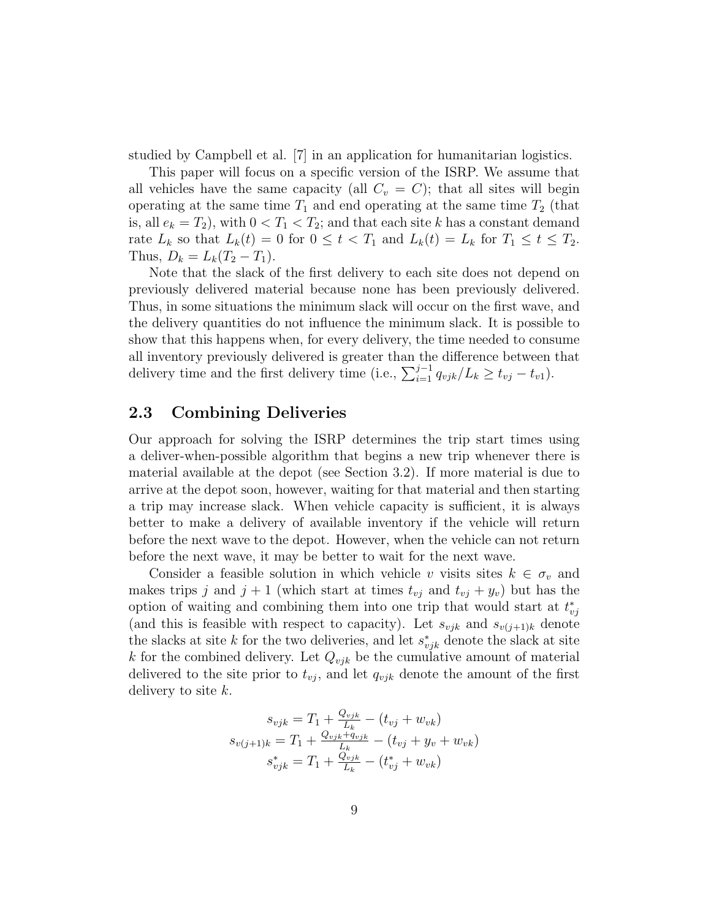studied by Campbell et al. [7] in an application for humanitarian logistics.

This paper will focus on a specific version of the ISRP. We assume that all vehicles have the same capacity (all $C_v = C$); that all sites will begin operating at the same time $T_1$ and end operating at the same time $T_2$ (that is, all $e_k = T_2$), with $0 < T_1 < T_2$; and that each site $k$ has a constant demand rate $L_k$ so that $L_k(t) = 0$ for $0 \leq t < T_1$ and $L_k(t) = L_k$ for $T_1 \leq t \leq T_2$. Thus, $D_k = L_k(T_2 - T_1)$.

Note that the slack of the first delivery to each site does not depend on previously delivered material because none has been previously delivered. Thus, in some situations the minimum slack will occur on the first wave, and the delivery quantities do not influence the minimum slack. It is possible to show that this happens when, for every delivery, the time needed to consume all inventory previously delivered is greater than the difference between that delivery time and the first delivery time (i.e., $\sum_{i=1}^{j-1} q_{vjk}/L_k \geq t_{vj} - t_{v1}$).

## 2.3 Combining Deliveries

Our approach for solving the ISRP determines the trip start times using a deliver-when-possible algorithm that begins a new trip whenever there is material available at the depot (see Section 3.2). If more material is due to arrive at the depot soon, however, waiting for that material and then starting a trip may increase slack. When vehicle capacity is sufficient, it is always better to make a delivery of available inventory if the vehicle will return before the next wave to the depot. However, when the vehicle can not return before the next wave, it may be better to wait for the next wave.

Consider a feasible solution in which vehicle $v$ visits sites $k \in \sigma_v$ and makes trips $j$ and $j+1$ (which start at times $t_{vj}$ and $t_{vj} + y_v$) but has the option of waiting and combining them into one trip that would start at $t^*_{vj}$ (and this is feasible with respect to capacity). Let $s_{vjk}$ and $s_{v(j+1)k}$ denote the slacks at site $k$ for the two deliveries, and let $s^*_{vjk}$ denote the slack at site $k$ for the combined delivery. Let $Q_{vjk}$ be the cumulative amount of material delivered to the site prior to $t_{vj}$, and let $q_{vjk}$ denote the amount of the first delivery to site $k$.

$$s_{vjk} = T_1 + \frac{Q_{vjk}}{L_k} - (t_{vj} + w_{vk})$$
$$s_{v(j+1)k} = T_1 + \frac{Q_{vjk} + q_{vjk}}{L_k} - (t_{vj} + y_v + w_{vk})$$
$$s^*_{vjk} = T_1 + \frac{Q_{vjk}}{L_k} - (t^*_{vj} + w_{vk})$$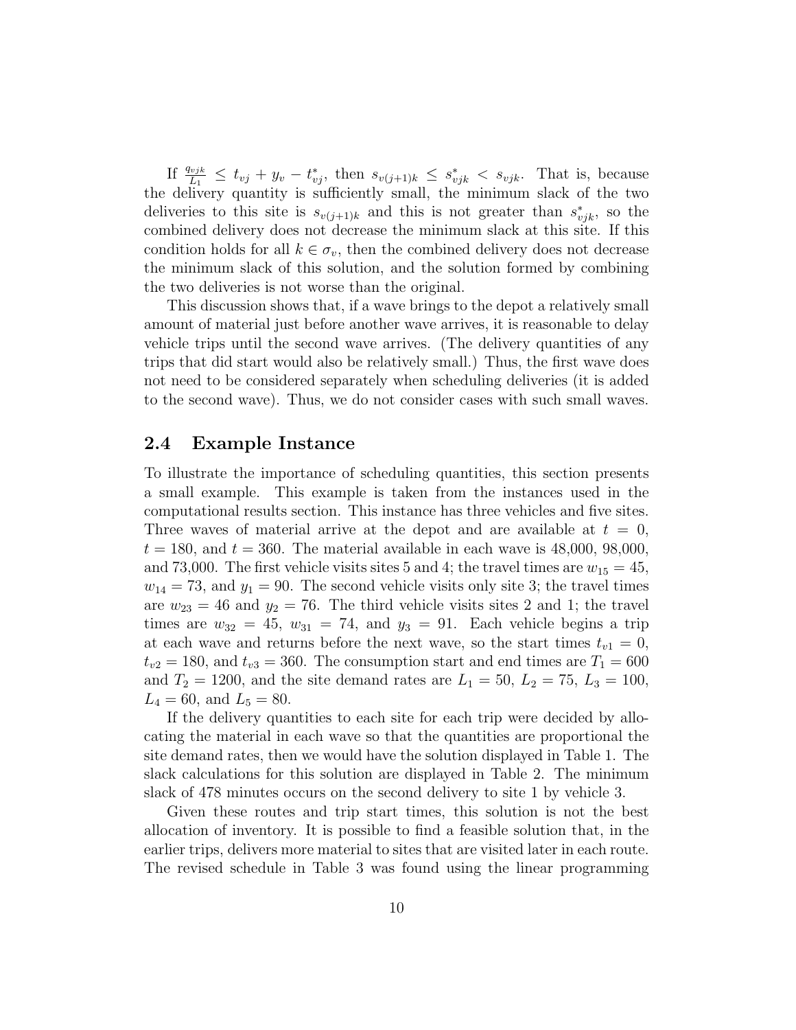If $\frac{q_{vjk}}{L_1} \leq t_{vj} + y_v - t^*_{vj}$, then $s_{v(j+1)k} \leq s^*_{vjk} < s_{vjk}$. That is, because the delivery quantity is sufficiently small, the minimum slack of the two deliveries to this site is $s_{v(j+1)k}$ and this is not greater than $s^*_{vjk}$, so the combined delivery does not decrease the minimum slack at this site. If this condition holds for all $k \in \sigma_v$, then the combined delivery does not decrease the minimum slack of this solution, and the solution formed by combining the two deliveries is not worse than the original.

This discussion shows that, if a wave brings to the depot a relatively small amount of material just before another wave arrives, it is reasonable to delay vehicle trips until the second wave arrives. (The delivery quantities of any trips that did start would also be relatively small.) Thus, the first wave does not need to be considered separately when scheduling deliveries (it is added to the second wave). Thus, we do not consider cases with such small waves.

## 2.4 Example Instance

To illustrate the importance of scheduling quantities, this section presents a small example. This example is taken from the instances used in the computational results section. This instance has three vehicles and five sites. Three waves of material arrive at the depot and are available at $t = 0$, $t = 180$, and $t = 360$. The material available in each wave is 48,000, 98,000, and 73,000. The first vehicle visits sites 5 and 4; the travel times are $w_{15} = 45$, $w_{14} = 73$, and $y_1 = 90$. The second vehicle visits only site 3; the travel times are $w_{23} = 46$ and $y_2 = 76$. The third vehicle visits sites 2 and 1; the travel times are $w_{32} = 45$, $w_{31} = 74$, and $y_3 = 91$. Each vehicle begins a trip at each wave and returns before the next wave, so the start times $t_{v1} = 0$, $t_{v2} = 180$, and $t_{v3} = 360$. The consumption start and end times are $T_1 = 600$ and $T_2 = 1200$, and the site demand rates are $L_1 = 50$, $L_2 = 75$, $L_3 = 100$, $L_4 = 60$, and $L_5 = 80$.

If the delivery quantities to each site for each trip were decided by allocating the material in each wave so that the quantities are proportional the site demand rates, then we would have the solution displayed in Table 1. The slack calculations for this solution are displayed in Table 2. The minimum slack of 478 minutes occurs on the second delivery to site 1 by vehicle 3.

Given these routes and trip start times, this solution is not the best allocation of inventory. It is possible to find a feasible solution that, in the earlier trips, delivers more material to sites that are visited later in each route. The revised schedule in Table 3 was found using the linear programming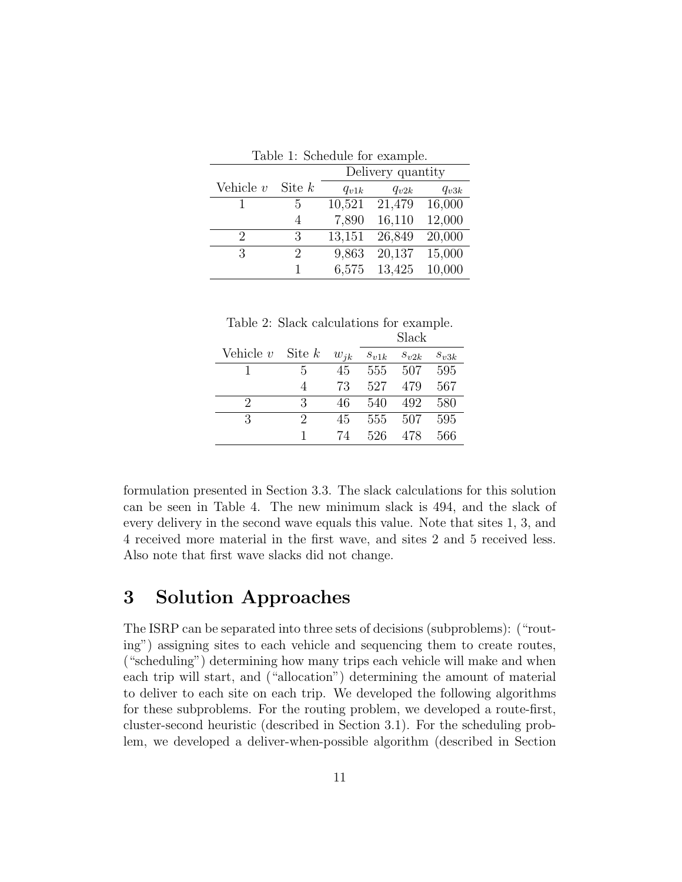Table 1: Schedule for example.

| Vehicle $v$ | Site $k$ | Delivery quantity | | |
|---|---|---|---|---|
| | | $q_{v1k}$ | $q_{v2k}$ | $q_{v3k}$ |
| 1 | 5 | 10,521 | 21,479 | 16,000 |
| | 4 | 7,890 | 16,110 | 12,000 |
| 2 | 3 | 13,151 | 26,849 | 20,000 |
| 3 | 2 | 9,863 | 20,137 | 15,000 |
| | 1 | 6,575 | 13,425 | 10,000 |

Table 2: Slack calculations for example.

| Vehicle $v$ | Site $k$ | $w_{jk}$ | Slack | | |
|---|---|---|---|---|---|
| | | | $s_{v1k}$ | $s_{v2k}$ | $s_{v3k}$ |
| 1 | 5 | 45 | 555 | 507 | 595 |
| | 4 | 73 | 527 | 479 | 567 |
| 2 | 3 | 46 | 540 | 492 | 580 |
| 3 | 2 | 45 | 555 | 507 | 595 |
| | 1 | 74 | 526 | 478 | 566 |

formulation presented in Section 3.3. The slack calculations for this solution can be seen in Table 4. The new minimum slack is 494, and the slack of every delivery in the second wave equals this value. Note that sites 1, 3, and 4 received more material in the first wave, and sites 2 and 5 received less. Also note that first wave slacks did not change.

# 3 Solution Approaches

The ISRP can be separated into three sets of decisions (subproblems): ("routing") assigning sites to each vehicle and sequencing them to create routes, ("scheduling") determining how many trips each vehicle will make and when each trip will start, and ("allocation") determining the amount of material to deliver to each site on each trip. We developed the following algorithms for these subproblems. For the routing problem, we developed a route-first, cluster-second heuristic (described in Section 3.1). For the scheduling problem, we developed a deliver-when-possible algorithm (described in Section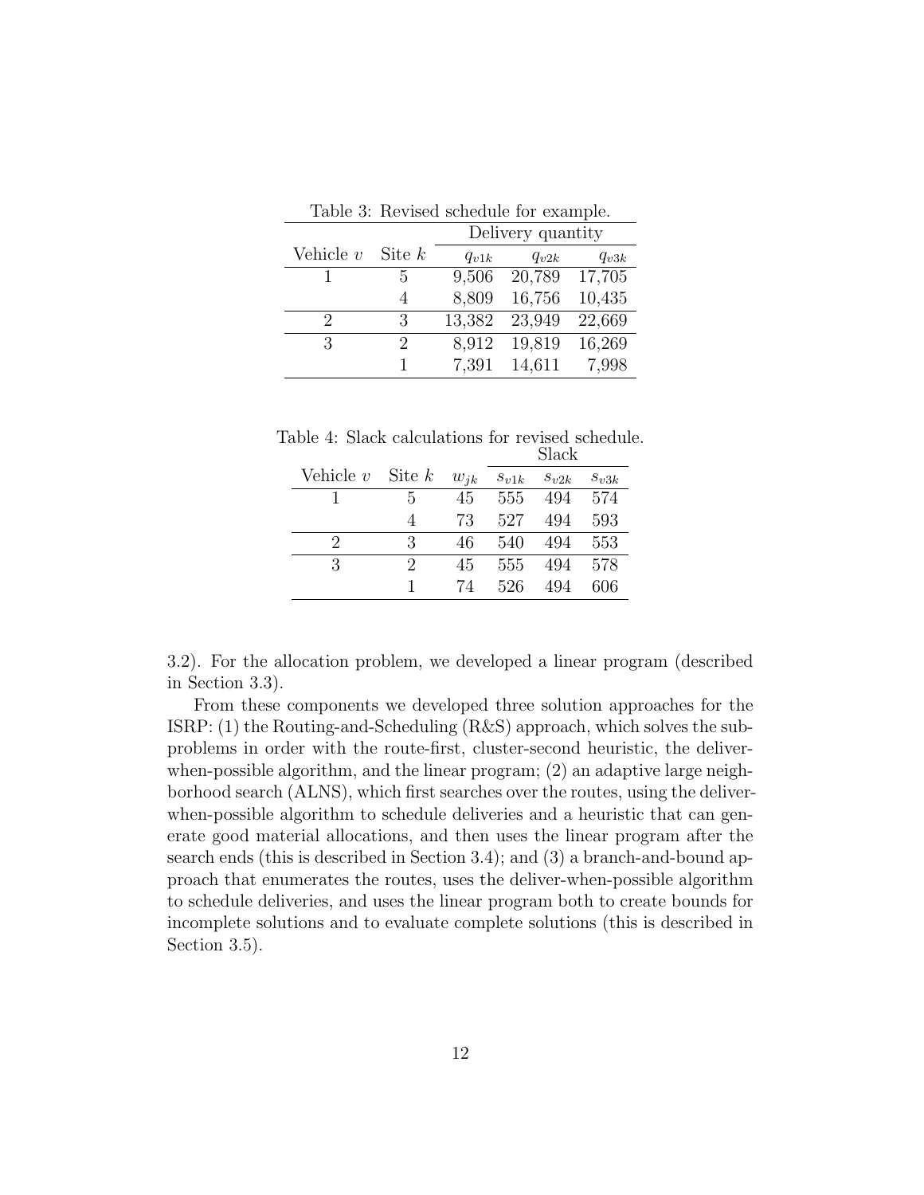Table 3: Revised schedule for example.

| Vehicle $v$ | Site $k$ | Delivery quantity | | |
|---|---|---|---|---|
| | | $q_{v1k}$ | $q_{v2k}$ | $q_{v3k}$ |
| 1 | 5 | 9,506 | 20,789 | 17,705 |
| | 4 | 8,809 | 16,756 | 10,435 |
| 2 | 3 | 13,382 | 23,949 | 22,669 |
| 3 | 2 | 8,912 | 19,819 | 16,269 |
| | 1 | 7,391 | 14,611 | 7,998 |

Table 4: Slack calculations for revised schedule.

| Vehicle $v$ | Site $k$ | $w_{jk}$ | Slack | | |
|---|---|---|---|---|---|
| | | | $s_{v1k}$ | $s_{v2k}$ | $s_{v3k}$ |
| 1 | 5 | 45 | 555 | 494 | 574 |
| | 4 | 73 | 527 | 494 | 593 |
| 2 | 3 | 46 | 540 | 494 | 553 |
| 3 | 2 | 45 | 555 | 494 | 578 |
| | 1 | 74 | 526 | 494 | 606 |

3.2). For the allocation problem, we developed a linear program (described in Section 3.3).

From these components we developed three solution approaches for the ISRP: (1) the Routing-and-Scheduling (R&S) approach, which solves the subproblems in order with the route-first, cluster-second heuristic, the deliver-when-possible algorithm, and the linear program; (2) an adaptive large neighborhood search (ALNS), which first searches over the routes, using the deliver-when-possible algorithm to schedule deliveries and a heuristic that can generate good material allocations, and then uses the linear program after the search ends (this is described in Section 3.4); and (3) a branch-and-bound approach that enumerates the routes, uses the deliver-when-possible algorithm to schedule deliveries, and uses the linear program both to create bounds for incomplete solutions and to evaluate complete solutions (this is described in Section 3.5).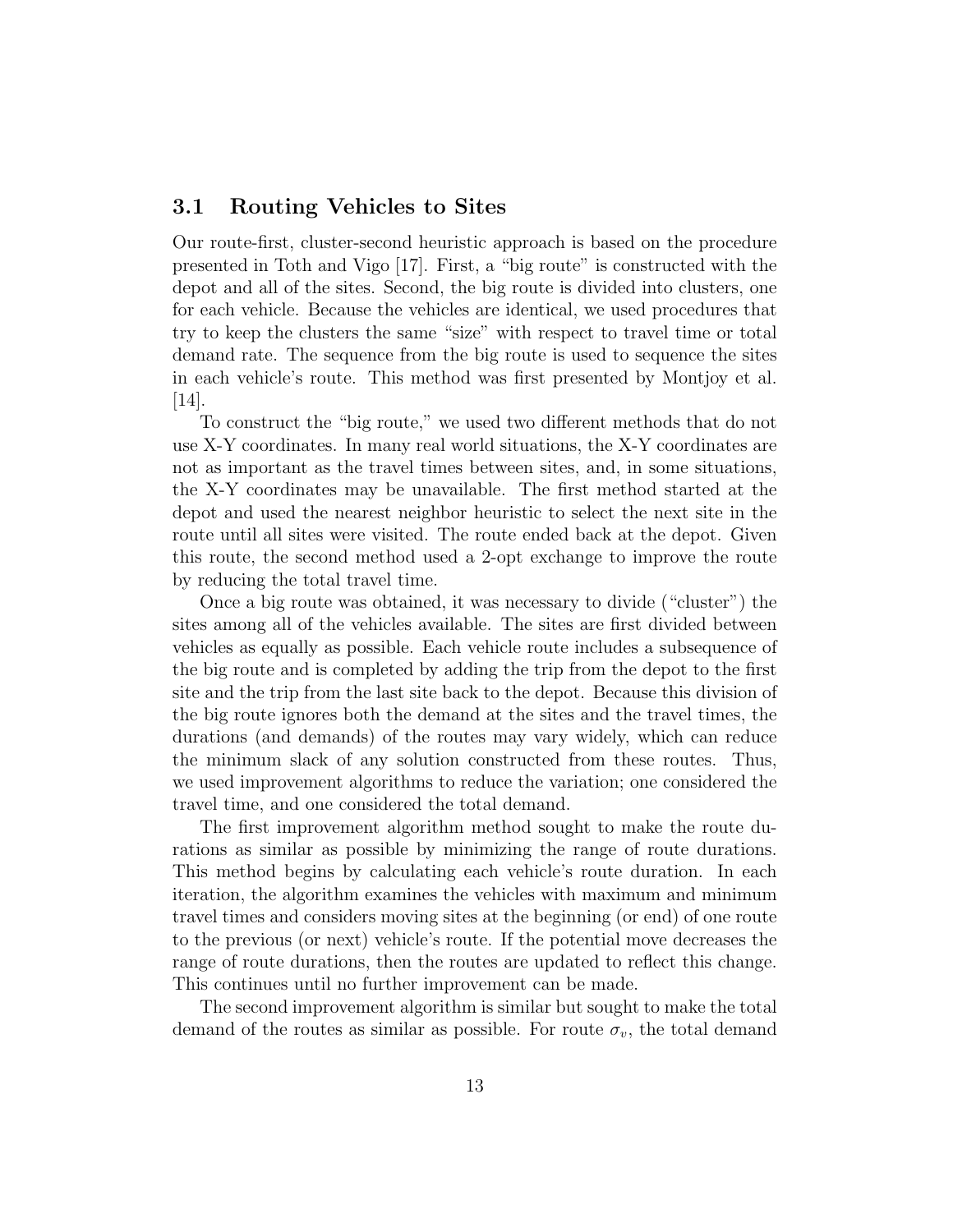### 3.1 Routing Vehicles to Sites

Our route-first, cluster-second heuristic approach is based on the procedure presented in Toth and Vigo [17]. First, a "big route" is constructed with the depot and all of the sites. Second, the big route is divided into clusters, one for each vehicle. Because the vehicles are identical, we used procedures that try to keep the clusters the same "size" with respect to travel time or total demand rate. The sequence from the big route is used to sequence the sites in each vehicle's route. This method was first presented by Montjoy et al. [14].

To construct the "big route," we used two different methods that do not use X-Y coordinates. In many real world situations, the X-Y coordinates are not as important as the travel times between sites, and, in some situations, the X-Y coordinates may be unavailable. The first method started at the depot and used the nearest neighbor heuristic to select the next site in the route until all sites were visited. The route ended back at the depot. Given this route, the second method used a 2-opt exchange to improve the route by reducing the total travel time.

Once a big route was obtained, it was necessary to divide ("cluster") the sites among all of the vehicles available. The sites are first divided between vehicles as equally as possible. Each vehicle route includes a subsequence of the big route and is completed by adding the trip from the depot to the first site and the trip from the last site back to the depot. Because this division of the big route ignores both the demand at the sites and the travel times, the durations (and demands) of the routes may vary widely, which can reduce the minimum slack of any solution constructed from these routes. Thus, we used improvement algorithms to reduce the variation; one considered the travel time, and one considered the total demand.

The first improvement algorithm method sought to make the route durations as similar as possible by minimizing the range of route durations. This method begins by calculating each vehicle's route duration. In each iteration, the algorithm examines the vehicles with maximum and minimum travel times and considers moving sites at the beginning (or end) of one route to the previous (or next) vehicle's route. If the potential move decreases the range of route durations, then the routes are updated to reflect this change. This continues until no further improvement can be made.

The second improvement algorithm is similar but sought to make the total demand of the routes as similar as possible. For route $\sigma_v$, the total demand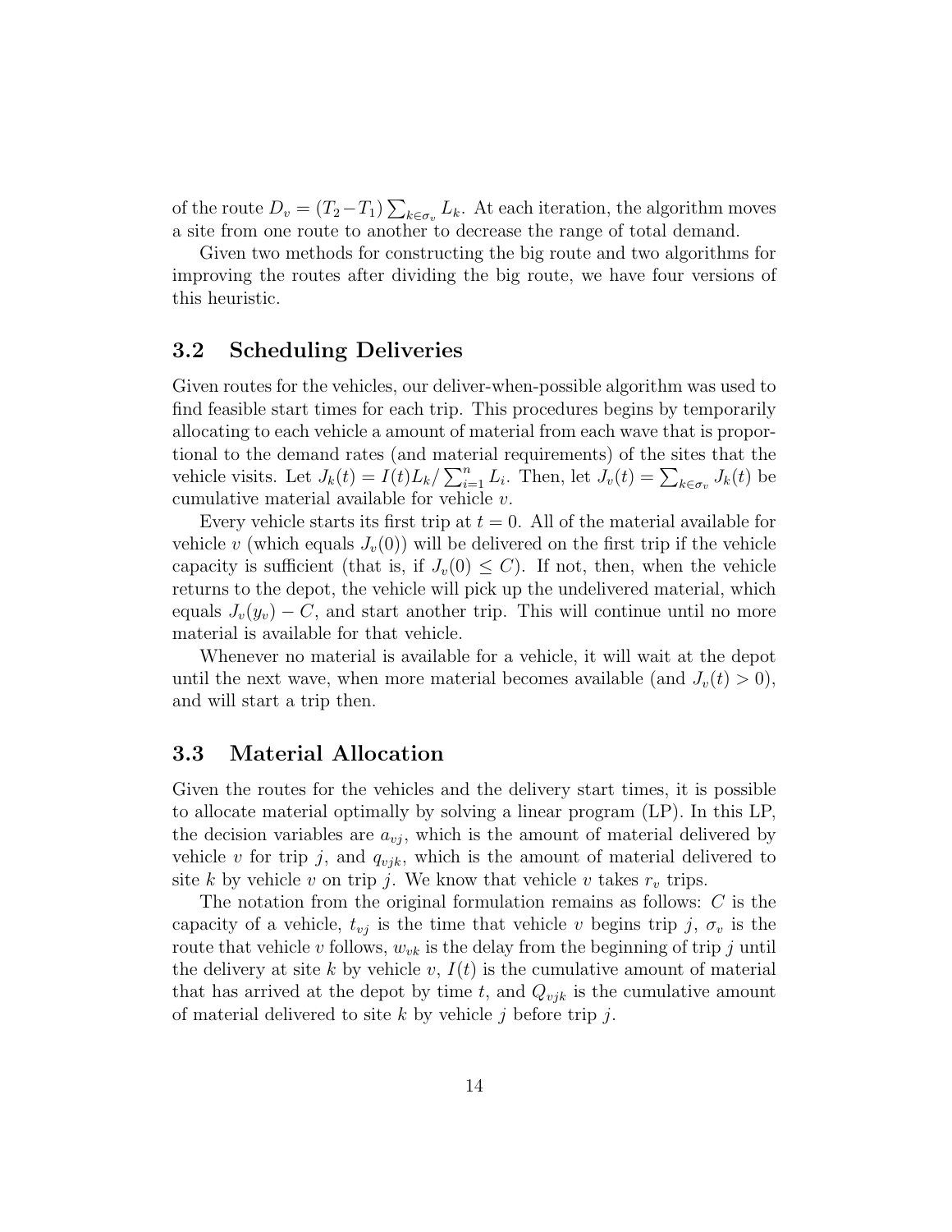of the route $D_v = (T_2 - T_1) \sum_{k \in \sigma_v} L_k$. At each iteration, the algorithm moves a site from one route to another to decrease the range of total demand.

Given two methods for constructing the big route and two algorithms for improving the routes after dividing the big route, we have four versions of this heuristic.

## 3.2 Scheduling Deliveries

Given routes for the vehicles, our deliver-when-possible algorithm was used to find feasible start times for each trip. This procedures begins by temporarily allocating to each vehicle a amount of material from each wave that is proportional to the demand rates (and material requirements) of the sites that the vehicle visits. Let $J_k(t) = I(t) L_k / \sum_{i=1}^{n} L_i$. Then, let $J_v(t) = \sum_{k \in \sigma_v} J_k(t)$ be cumulative material available for vehicle $v$.

Every vehicle starts its first trip at $t = 0$. All of the material available for vehicle $v$ (which equals $J_v(0)$) will be delivered on the first trip if the vehicle capacity is sufficient (that is, if $J_v(0) \leq C$). If not, then, when the vehicle returns to the depot, the vehicle will pick up the undelivered material, which equals $J_v(y_v) - C$, and start another trip. This will continue until no more material is available for that vehicle.

Whenever no material is available for a vehicle, it will wait at the depot until the next wave, when more material becomes available (and $J_v(t) > 0$), and will start a trip then.

## 3.3 Material Allocation

Given the routes for the vehicles and the delivery start times, it is possible to allocate material optimally by solving a linear program (LP). In this LP, the decision variables are $a_{vj}$, which is the amount of material delivered by vehicle $v$ for trip $j$, and $q_{vjk}$, which is the amount of material delivered to site $k$ by vehicle $v$ on trip $j$. We know that vehicle $v$ takes $r_v$ trips.

The notation from the original formulation remains as follows: $C$ is the capacity of a vehicle, $t_{vj}$ is the time that vehicle $v$ begins trip $j$, $\sigma_v$ is the route that vehicle $v$ follows, $w_{vk}$ is the delay from the beginning of trip $j$ until the delivery at site $k$ by vehicle $v$, $I(t)$ is the cumulative amount of material that has arrived at the depot by time $t$, and $Q_{vjk}$ is the cumulative amount of material delivered to site $k$ by vehicle $j$ before trip $j$.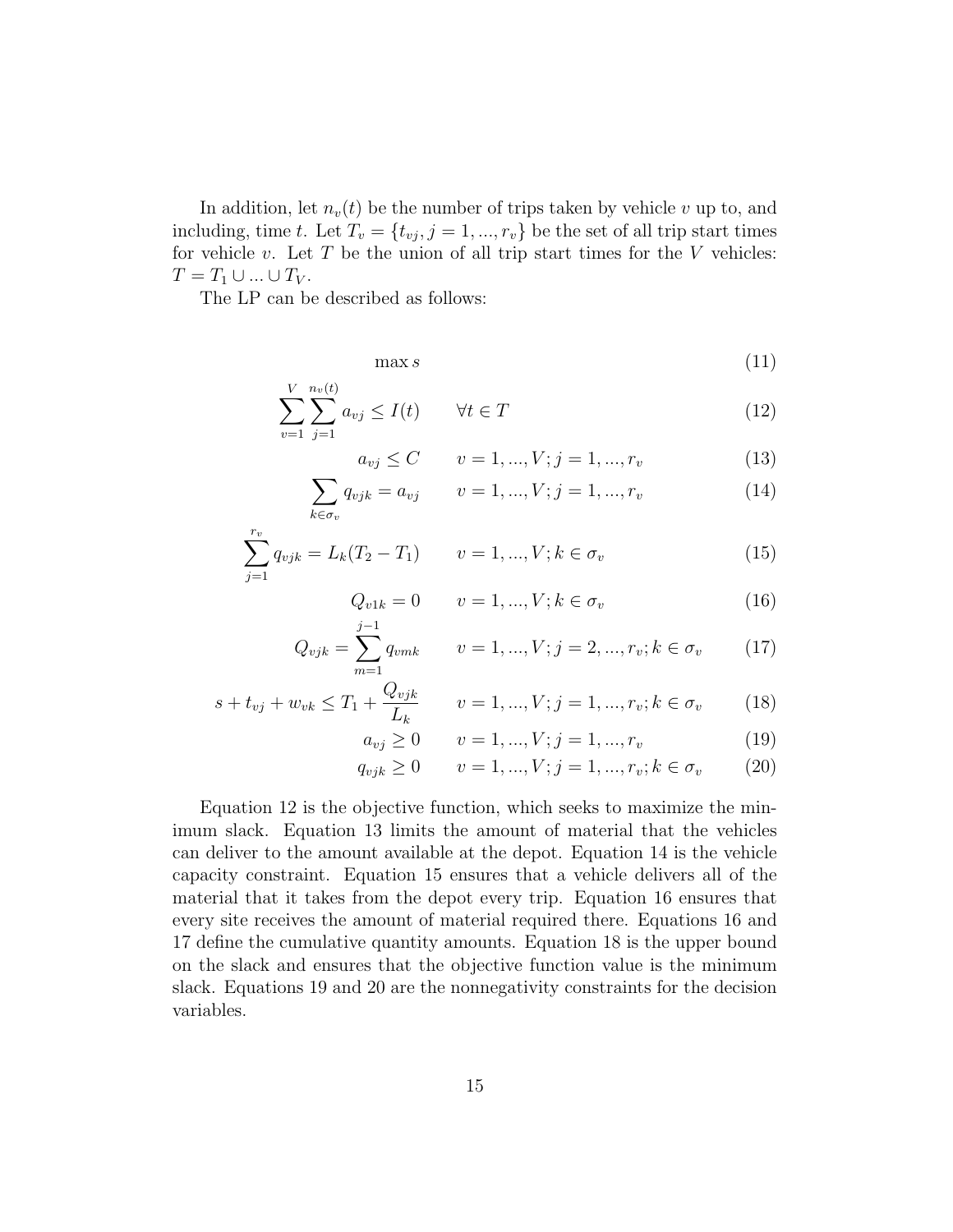In addition, let $n_v(t)$ be the number of trips taken by vehicle $v$ up to, and including, time $t$. Let $T_v = \{t_{vj}, j = 1, ..., r_v\}$ be the set of all trip start times for vehicle $v$. Let $T$ be the union of all trip start times for the $V$ vehicles: $T = T_1 \cup ... \cup T_V$.

The LP can be described as follows:

$$\max s \tag{11}$$

$$\sum_{v=1}^{V} \sum_{j=1}^{n_v(t)} a_{vj} \leq I(t) \qquad \forall t \in T \tag{12}$$

$$a_{vj} \leq C \qquad v = 1, ..., V; j = 1, ..., r_v \tag{13}$$

$$\sum_{k \in \sigma_v} q_{vjk} = a_{vj} \qquad v = 1, ..., V; j = 1, ..., r_v \tag{14}$$

$$\sum_{j=1}^{r_v} q_{vjk} = L_k(T_2 - T_1) \qquad v = 1, ..., V; k \in \sigma_v \tag{15}$$

$$Q_{v1k} = 0 \qquad v = 1, ..., V; k \in \sigma_v \tag{16}$$

$$Q_{vjk} = \sum_{m=1}^{j-1} q_{vmk} \qquad v = 1, ..., V; j = 2, ..., r_v; k \in \sigma_v \tag{17}$$

$$s + t_{vj} + w_{vk} \leq T_1 + \frac{Q_{vjk}}{L_k} \qquad v = 1, ..., V; j = 1, ..., r_v; k \in \sigma_v \tag{18}$$

$$a_{vj} \geq 0 \qquad v = 1, ..., V; j = 1, ..., r_v \tag{19}$$

$$q_{vjk} \geq 0 \qquad v = 1, ..., V; j = 1, ..., r_v; k \in \sigma_v \tag{20}$$

Equation 12 is the objective function, which seeks to maximize the minimum slack. Equation 13 limits the amount of material that the vehicles can deliver to the amount available at the depot. Equation 14 is the vehicle capacity constraint. Equation 15 ensures that a vehicle delivers all of the material that it takes from the depot every trip. Equation 16 ensures that every site receives the amount of material required there. Equations 16 and 17 define the cumulative quantity amounts. Equation 18 is the upper bound on the slack and ensures that the objective function value is the minimum slack. Equations 19 and 20 are the nonnegativity constraints for the decision variables.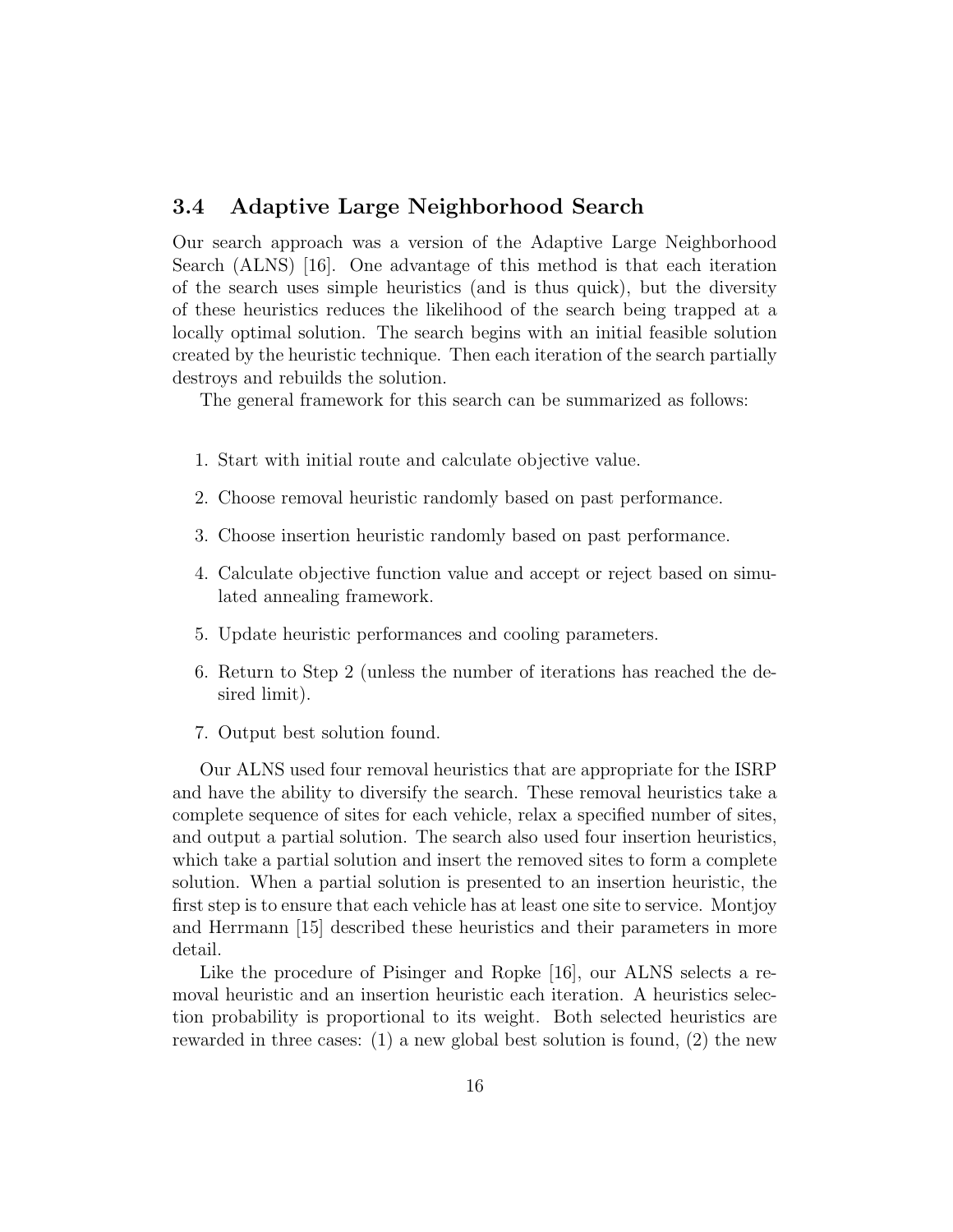### 3.4 Adaptive Large Neighborhood Search

Our search approach was a version of the Adaptive Large Neighborhood Search (ALNS) [16]. One advantage of this method is that each iteration of the search uses simple heuristics (and is thus quick), but the diversity of these heuristics reduces the likelihood of the search being trapped at a locally optimal solution. The search begins with an initial feasible solution created by the heuristic technique. Then each iteration of the search partially destroys and rebuilds the solution.

The general framework for this search can be summarized as follows:

1. Start with initial route and calculate objective value.
2. Choose removal heuristic randomly based on past performance.
3. Choose insertion heuristic randomly based on past performance.
4. Calculate objective function value and accept or reject based on simulated annealing framework.
5. Update heuristic performances and cooling parameters.
6. Return to Step 2 (unless the number of iterations has reached the desired limit).
7. Output best solution found.

Our ALNS used four removal heuristics that are appropriate for the ISRP and have the ability to diversify the search. These removal heuristics take a complete sequence of sites for each vehicle, relax a specified number of sites, and output a partial solution. The search also used four insertion heuristics, which take a partial solution and insert the removed sites to form a complete solution. When a partial solution is presented to an insertion heuristic, the first step is to ensure that each vehicle has at least one site to service. Montjoy and Herrmann [15] described these heuristics and their parameters in more detail.

Like the procedure of Pisinger and Ropke [16], our ALNS selects a removal heuristic and an insertion heuristic each iteration. A heuristics selection probability is proportional to its weight. Both selected heuristics are rewarded in three cases: (1) a new global best solution is found, (2) the new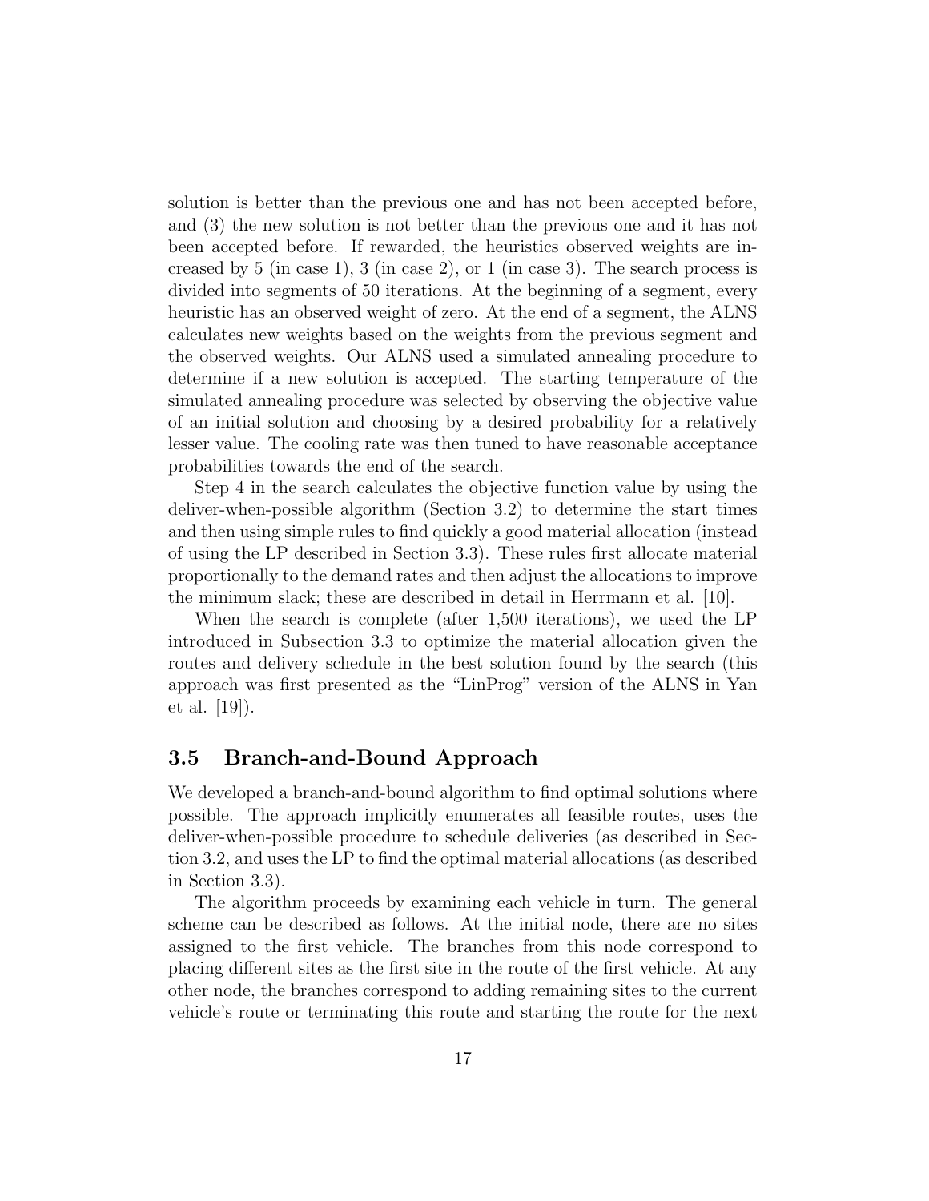solution is better than the previous one and has not been accepted before, and (3) the new solution is not better than the previous one and it has not been accepted before. If rewarded, the heuristics observed weights are increased by 5 (in case 1), 3 (in case 2), or 1 (in case 3). The search process is divided into segments of 50 iterations. At the beginning of a segment, every heuristic has an observed weight of zero. At the end of a segment, the ALNS calculates new weights based on the weights from the previous segment and the observed weights. Our ALNS used a simulated annealing procedure to determine if a new solution is accepted. The starting temperature of the simulated annealing procedure was selected by observing the objective value of an initial solution and choosing by a desired probability for a relatively lesser value. The cooling rate was then tuned to have reasonable acceptance probabilities towards the end of the search.

Step 4 in the search calculates the objective function value by using the deliver-when-possible algorithm (Section 3.2) to determine the start times and then using simple rules to find quickly a good material allocation (instead of using the LP described in Section 3.3). These rules first allocate material proportionally to the demand rates and then adjust the allocations to improve the minimum slack; these are described in detail in Herrmann et al. [10].

When the search is complete (after 1,500 iterations), we used the LP introduced in Subsection 3.3 to optimize the material allocation given the routes and delivery schedule in the best solution found by the search (this approach was first presented as the "LinProg" version of the ALNS in Yan et al. [19]).

## 3.5 Branch-and-Bound Approach

We developed a branch-and-bound algorithm to find optimal solutions where possible. The approach implicitly enumerates all feasible routes, uses the deliver-when-possible procedure to schedule deliveries (as described in Section 3.2, and uses the LP to find the optimal material allocations (as described in Section 3.3).

The algorithm proceeds by examining each vehicle in turn. The general scheme can be described as follows. At the initial node, there are no sites assigned to the first vehicle. The branches from this node correspond to placing different sites as the first site in the route of the first vehicle. At any other node, the branches correspond to adding remaining sites to the current vehicle's route or terminating this route and starting the route for the next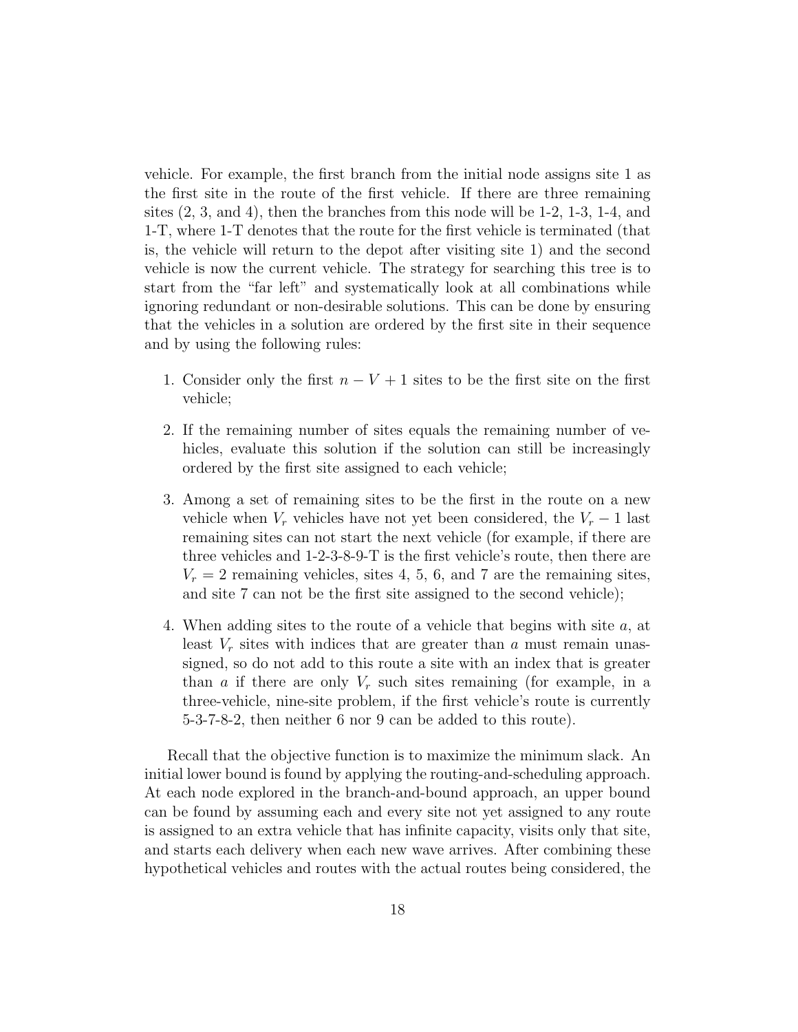vehicle. For example, the first branch from the initial node assigns site 1 as the first site in the route of the first vehicle. If there are three remaining sites (2, 3, and 4), then the branches from this node will be 1-2, 1-3, 1-4, and 1-T, where 1-T denotes that the route for the first vehicle is terminated (that is, the vehicle will return to the depot after visiting site 1) and the second vehicle is now the current vehicle. The strategy for searching this tree is to start from the "far left" and systematically look at all combinations while ignoring redundant or non-desirable solutions. This can be done by ensuring that the vehicles in a solution are ordered by the first site in their sequence and by using the following rules:

1. Consider only the first $n - V + 1$ sites to be the first site on the first vehicle;
2. If the remaining number of sites equals the remaining number of vehicles, evaluate this solution if the solution can still be increasingly ordered by the first site assigned to each vehicle;
3. Among a set of remaining sites to be the first in the route on a new vehicle when $V_r$ vehicles have not yet been considered, the $V_r - 1$ last remaining sites can not start the next vehicle (for example, if there are three vehicles and 1-2-3-8-9-T is the first vehicle's route, then there are $V_r = 2$ remaining vehicles, sites 4, 5, 6, and 7 are the remaining sites, and site 7 can not be the first site assigned to the second vehicle);
4. When adding sites to the route of a vehicle that begins with site $a$, at least $V_r$ sites with indices that are greater than $a$ must remain unassigned, so do not add to this route a site with an index that is greater than $a$ if there are only $V_r$ such sites remaining (for example, in a three-vehicle, nine-site problem, if the first vehicle's route is currently 5-3-7-8-2, then neither 6 nor 9 can be added to this route).

Recall that the objective function is to maximize the minimum slack. An initial lower bound is found by applying the routing-and-scheduling approach. At each node explored in the branch-and-bound approach, an upper bound can be found by assuming each and every site not yet assigned to any route is assigned to an extra vehicle that has infinite capacity, visits only that site, and starts each delivery when each new wave arrives. After combining these hypothetical vehicles and routes with the actual routes being considered, the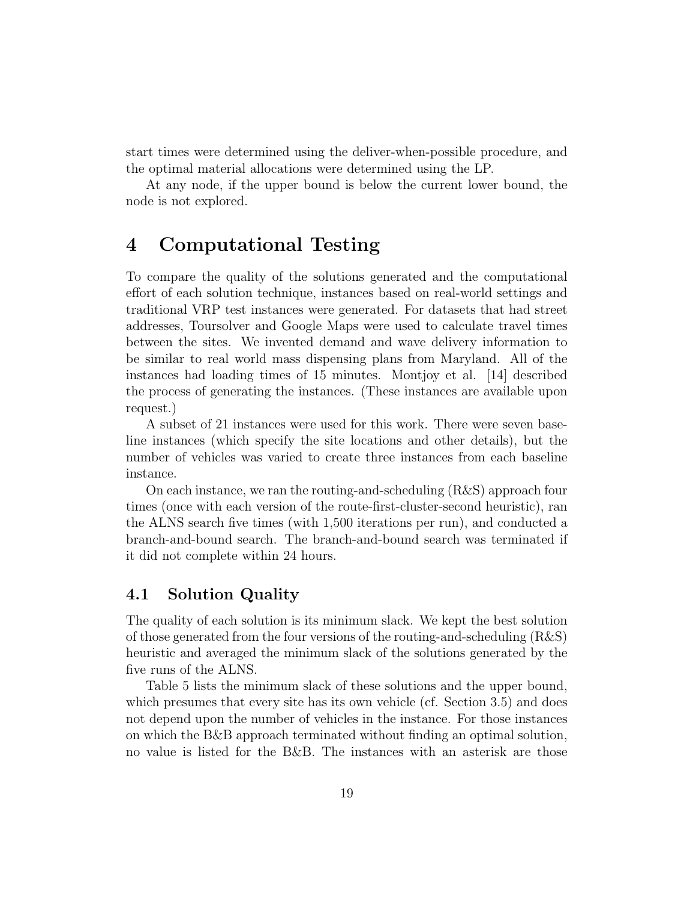start times were determined using the deliver-when-possible procedure, and the optimal material allocations were determined using the LP.

At any node, if the upper bound is below the current lower bound, the node is not explored.

# 4 Computational Testing

To compare the quality of the solutions generated and the computational effort of each solution technique, instances based on real-world settings and traditional VRP test instances were generated. For datasets that had street addresses, Toursolver and Google Maps were used to calculate travel times between the sites. We invented demand and wave delivery information to be similar to real world mass dispensing plans from Maryland. All of the instances had loading times of 15 minutes. Montjoy et al. [14] described the process of generating the instances. (These instances are available upon request.)

A subset of 21 instances were used for this work. There were seven baseline instances (which specify the site locations and other details), but the number of vehicles was varied to create three instances from each baseline instance.

On each instance, we ran the routing-and-scheduling (R&S) approach four times (once with each version of the route-first-cluster-second heuristic), ran the ALNS search five times (with 1,500 iterations per run), and conducted a branch-and-bound search. The branch-and-bound search was terminated if it did not complete within 24 hours.

## 4.1 Solution Quality

The quality of each solution is its minimum slack. We kept the best solution of those generated from the four versions of the routing-and-scheduling (R&S) heuristic and averaged the minimum slack of the solutions generated by the five runs of the ALNS.

Table 5 lists the minimum slack of these solutions and the upper bound, which presumes that every site has its own vehicle (cf. Section 3.5) and does not depend upon the number of vehicles in the instance. For those instances on which the B&B approach terminated without finding an optimal solution, no value is listed for the B&B. The instances with an asterisk are those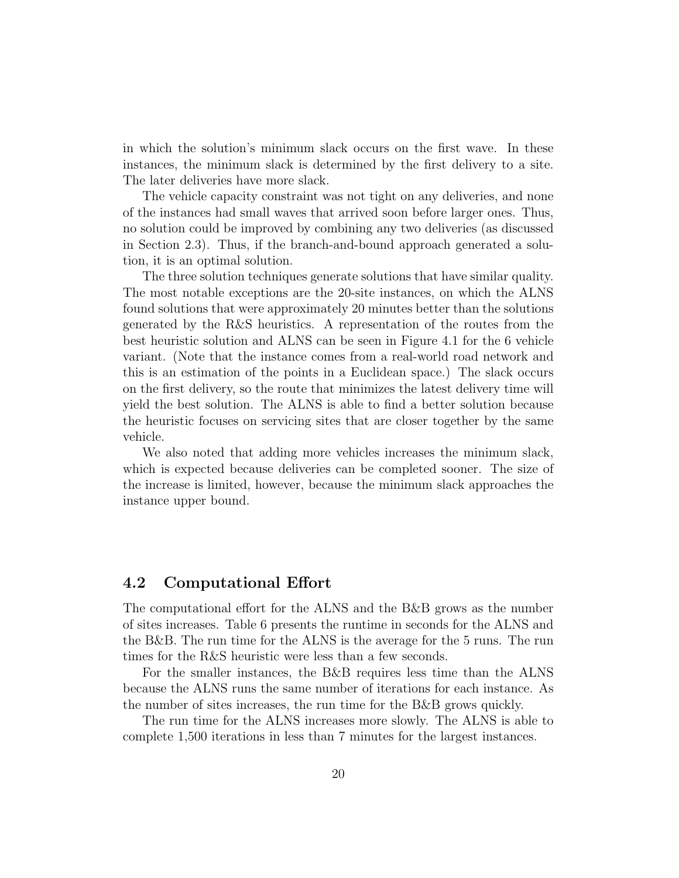in which the solution's minimum slack occurs on the first wave. In these instances, the minimum slack is determined by the first delivery to a site. The later deliveries have more slack.

The vehicle capacity constraint was not tight on any deliveries, and none of the instances had small waves that arrived soon before larger ones. Thus, no solution could be improved by combining any two deliveries (as discussed in Section 2.3). Thus, if the branch-and-bound approach generated a solution, it is an optimal solution.

The three solution techniques generate solutions that have similar quality. The most notable exceptions are the 20-site instances, on which the ALNS found solutions that were approximately 20 minutes better than the solutions generated by the R&S heuristics. A representation of the routes from the best heuristic solution and ALNS can be seen in Figure 4.1 for the 6 vehicle variant. (Note that the instance comes from a real-world road network and this is an estimation of the points in a Euclidean space.) The slack occurs on the first delivery, so the route that minimizes the latest delivery time will yield the best solution. The ALNS is able to find a better solution because the heuristic focuses on servicing sites that are closer together by the same vehicle.

We also noted that adding more vehicles increases the minimum slack, which is expected because deliveries can be completed sooner. The size of the increase is limited, however, because the minimum slack approaches the instance upper bound.

## 4.2 Computational Effort

The computational effort for the ALNS and the B&B grows as the number of sites increases. Table 6 presents the runtime in seconds for the ALNS and the B&B. The run time for the ALNS is the average for the 5 runs. The run times for the R&S heuristic were less than a few seconds.

For the smaller instances, the B&B requires less time than the ALNS because the ALNS runs the same number of iterations for each instance. As the number of sites increases, the run time for the B&B grows quickly.

The run time for the ALNS increases more slowly. The ALNS is able to complete 1,500 iterations in less than 7 minutes for the largest instances.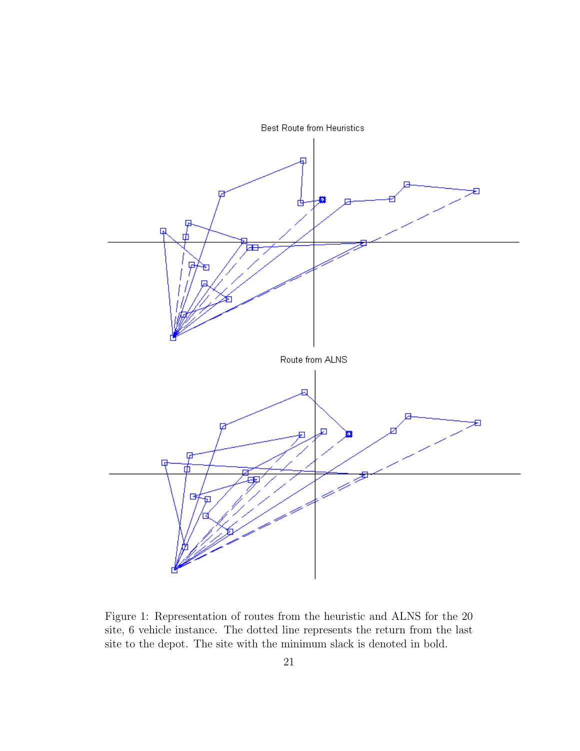Best Route from Heuristics

Route from ALNS

Figure 1: Representation of routes from the heuristic and ALNS for the 20 site, 6 vehicle instance. The dotted line represents the return from the last site to the depot. The site with the minimum slack is denoted in bold.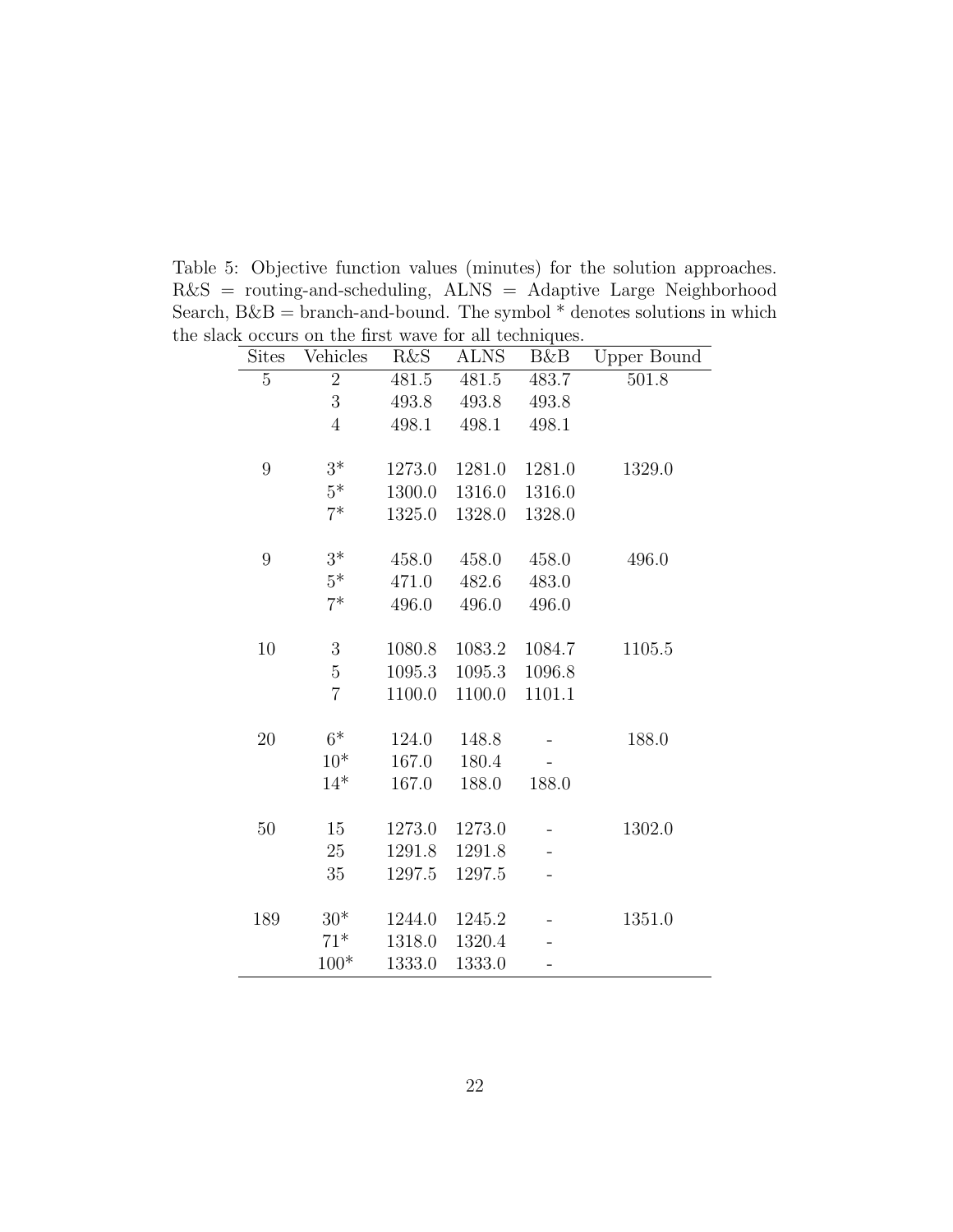Table 5: Objective function values (minutes) for the solution approaches. R&S = routing-and-scheduling, ALNS = Adaptive Large Neighborhood Search, B&B = branch-and-bound. The symbol * denotes solutions in which the slack occurs on the first wave for all techniques.

| Sites | Vehicles | R&S | ALNS | B&B | Upper Bound |
|---|---|---|---|---|---|
| 5 | 2 | 481.5 | 481.5 | 483.7 | 501.8 |
| | 3 | 493.8 | 493.8 | 493.8 | |
| | 4 | 498.1 | 498.1 | 498.1 | |
| 9 | 3* | 1273.0 | 1281.0 | 1281.0 | 1329.0 |
| | 5* | 1300.0 | 1316.0 | 1316.0 | |
| | 7* | 1325.0 | 1328.0 | 1328.0 | |
| 9 | 3* | 458.0 | 458.0 | 458.0 | 496.0 |
| | 5* | 471.0 | 482.6 | 483.0 | |
| | 7* | 496.0 | 496.0 | 496.0 | |
| 10 | 3 | 1080.8 | 1083.2 | 1084.7 | 1105.5 |
| | 5 | 1095.3 | 1095.3 | 1096.8 | |
| | 7 | 1100.0 | 1100.0 | 1101.1 | |
| 20 | 6* | 124.0 | 148.8 | - | 188.0 |
| | 10* | 167.0 | 180.4 | - | |
| | 14* | 167.0 | 188.0 | 188.0 | |
| 50 | 15 | 1273.0 | 1273.0 | - | 1302.0 |
| | 25 | 1291.8 | 1291.8 | - | |
| | 35 | 1297.5 | 1297.5 | - | |
| 189 | 30* | 1244.0 | 1245.2 | - | 1351.0 |
| | 71* | 1318.0 | 1320.4 | - | |
| | 100* | 1333.0 | 1333.0 | - | |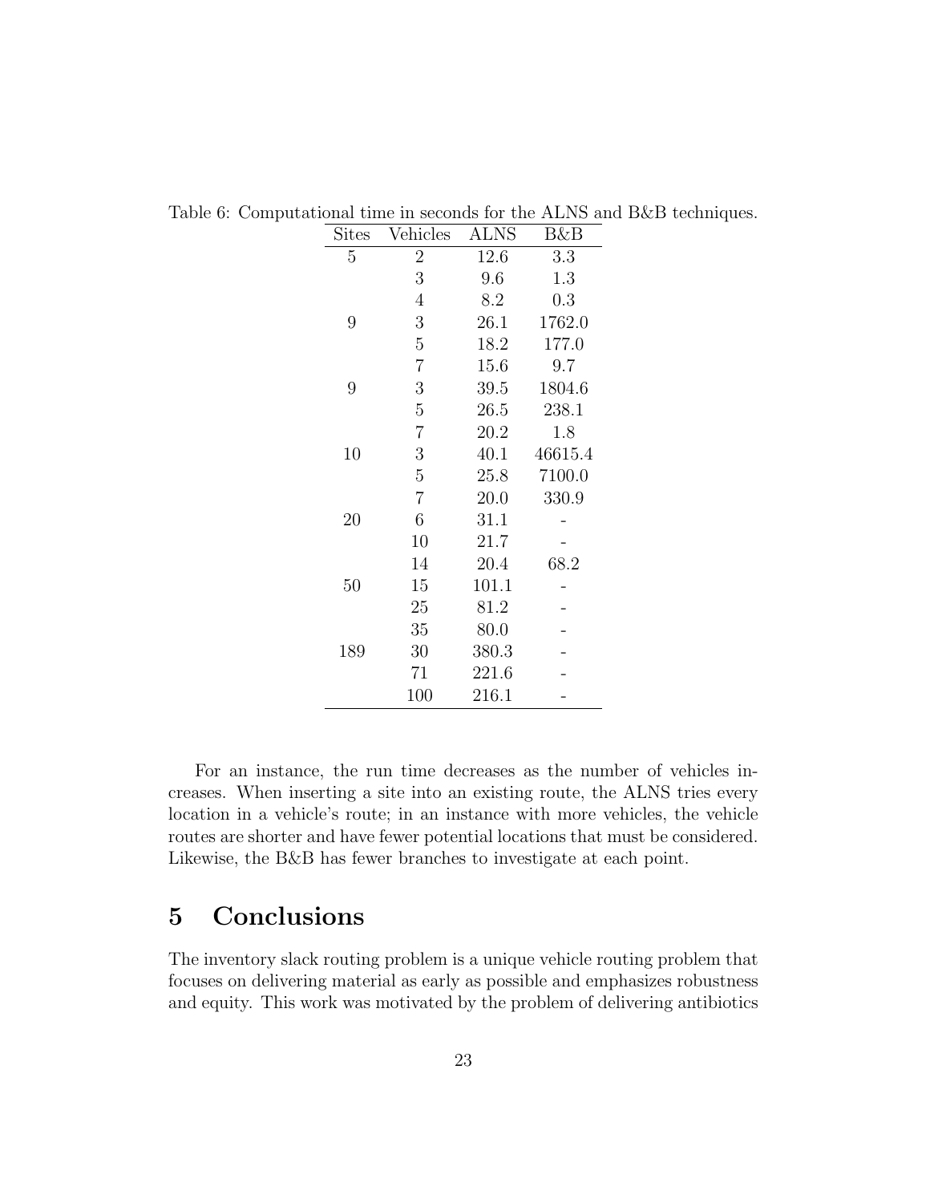Table 6: Computational time in seconds for the ALNS and B&B techniques.

| Sites | Vehicles | ALNS | B&B |
|---|---|---|---|
| 5 | 2 | 12.6 | 3.3 |
| | 3 | 9.6 | 1.3 |
| | 4 | 8.2 | 0.3 |
| 9 | 3 | 26.1 | 1762.0 |
| | 5 | 18.2 | 177.0 |
| | 7 | 15.6 | 9.7 |
| 9 | 3 | 39.5 | 1804.6 |
| | 5 | 26.5 | 238.1 |
| | 7 | 20.2 | 1.8 |
| 10 | 3 | 40.1 | 46615.4 |
| | 5 | 25.8 | 7100.0 |
| | 7 | 20.0 | 330.9 |
| 20 | 6 | 31.1 | - |
| | 10 | 21.7 | - |
| | 14 | 20.4 | 68.2 |
| 50 | 15 | 101.1 | - |
| | 25 | 81.2 | - |
| | 35 | 80.0 | - |
| 189 | 30 | 380.3 | - |
| | 71 | 221.6 | - |
| | 100 | 216.1 | - |

For an instance, the run time decreases as the number of vehicles increases. When inserting a site into an existing route, the ALNS tries every location in a vehicle's route; in an instance with more vehicles, the vehicle routes are shorter and have fewer potential locations that must be considered. Likewise, the B&B has fewer branches to investigate at each point.

# 5 Conclusions

The inventory slack routing problem is a unique vehicle routing problem that focuses on delivering material as early as possible and emphasizes robustness and equity. This work was motivated by the problem of delivering antibiotics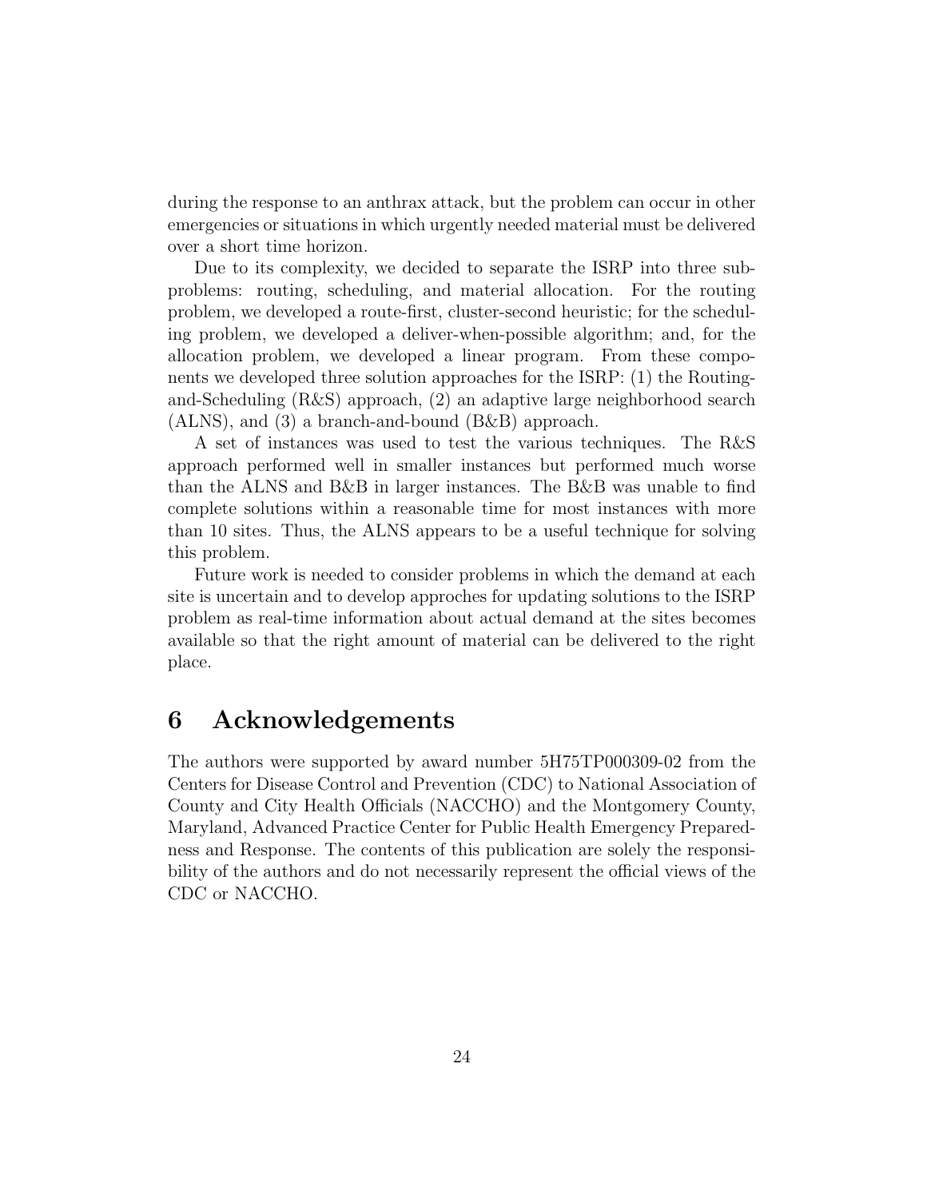during the response to an anthrax attack, but the problem can occur in other emergencies or situations in which urgently needed material must be delivered over a short time horizon.

Due to its complexity, we decided to separate the ISRP into three subproblems: routing, scheduling, and material allocation. For the routing problem, we developed a route-first, cluster-second heuristic; for the scheduling problem, we developed a deliver-when-possible algorithm; and, for the allocation problem, we developed a linear program. From these components we developed three solution approaches for the ISRP: (1) the Routing-and-Scheduling (R&S) approach, (2) an adaptive large neighborhood search (ALNS), and (3) a branch-and-bound (B&B) approach.

A set of instances was used to test the various techniques. The R&S approach performed well in smaller instances but performed much worse than the ALNS and B&B in larger instances. The B&B was unable to find complete solutions within a reasonable time for most instances with more than 10 sites. Thus, the ALNS appears to be a useful technique for solving this problem.

Future work is needed to consider problems in which the demand at each site is uncertain and to develop approches for updating solutions to the ISRP problem as real-time information about actual demand at the sites becomes available so that the right amount of material can be delivered to the right place.

# 6 Acknowledgements

The authors were supported by award number 5H75TP000309-02 from the Centers for Disease Control and Prevention (CDC) to National Association of County and City Health Officials (NACCHO) and the Montgomery County, Maryland, Advanced Practice Center for Public Health Emergency Preparedness and Response. The contents of this publication are solely the responsibility of the authors and do not necessarily represent the official views of the CDC or NACCHO.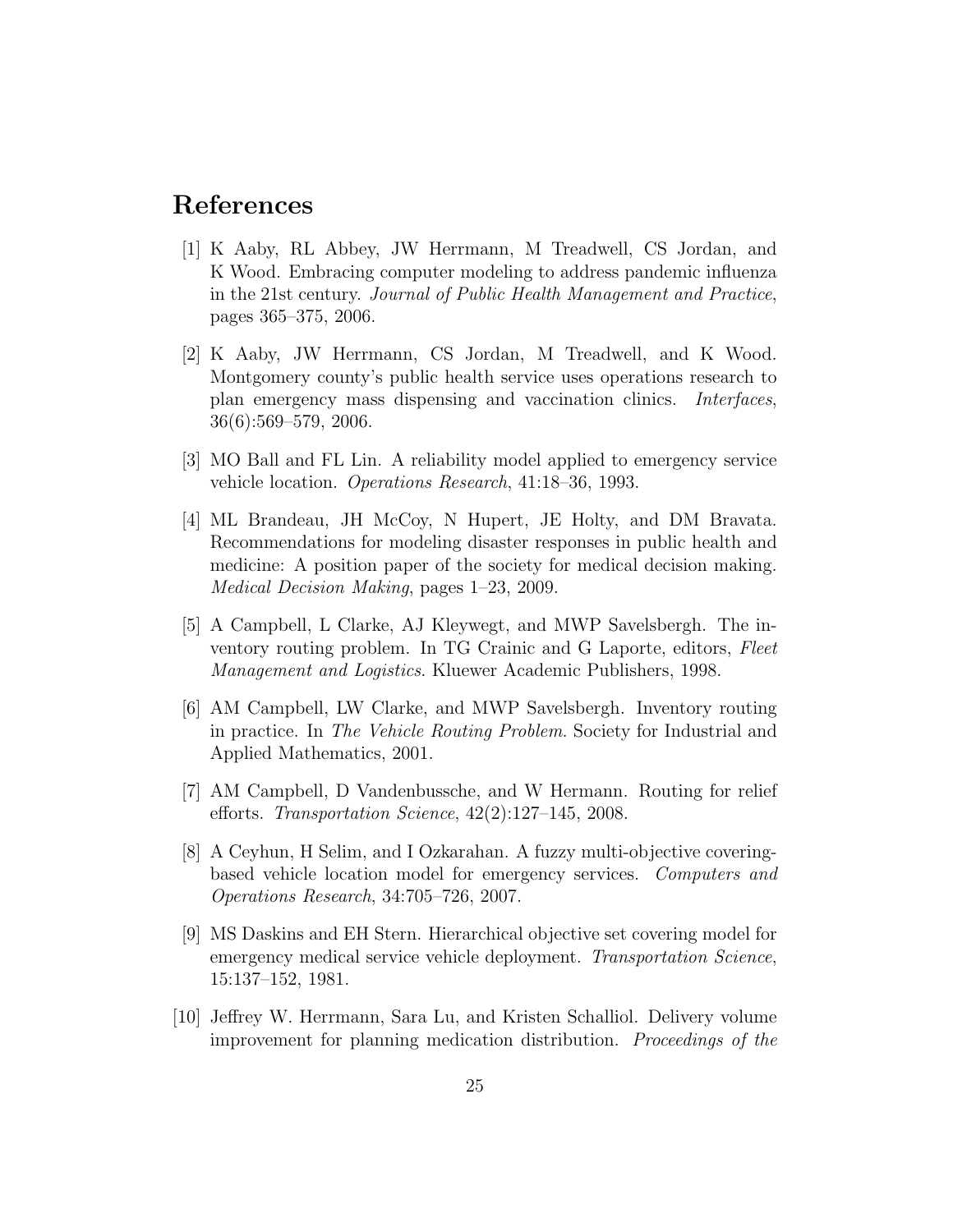# References

[1] K Aaby, RL Abbey, JW Herrmann, M Treadwell, CS Jordan, and K Wood. Embracing computer modeling to address pandemic influenza in the 21st century. *Journal of Public Health Management and Practice*, pages 365–375, 2006.

[2] K Aaby, JW Herrmann, CS Jordan, M Treadwell, and K Wood. Montgomery county's public health service uses operations research to plan emergency mass dispensing and vaccination clinics. *Interfaces*, 36(6):569–579, 2006.

[3] MO Ball and FL Lin. A reliability model applied to emergency service vehicle location. *Operations Research*, 41:18–36, 1993.

[4] ML Brandeau, JH McCoy, N Hupert, JE Holty, and DM Bravata. Recommendations for modeling disaster responses in public health and medicine: A position paper of the society for medical decision making. *Medical Decision Making*, pages 1–23, 2009.

[5] A Campbell, L Clarke, AJ Kleywegt, and MWP Savelsbergh. The inventory routing problem. In TG Crainic and G Laporte, editors, *Fleet Management and Logistics*. Kluewer Academic Publishers, 1998.

[6] AM Campbell, LW Clarke, and MWP Savelsbergh. Inventory routing in practice. In *The Vehicle Routing Problem*. Society for Industrial and Applied Mathematics, 2001.

[7] AM Campbell, D Vandenbussche, and W Hermann. Routing for relief efforts. *Transportation Science*, 42(2):127–145, 2008.

[8] A Ceyhun, H Selim, and I Ozkarahan. A fuzzy multi-objective covering-based vehicle location model for emergency services. *Computers and Operations Research*, 34:705–726, 2007.

[9] MS Daskins and EH Stern. Hierarchical objective set covering model for emergency medical service vehicle deployment. *Transportation Science*, 15:137–152, 1981.

[10] Jeffrey W. Herrmann, Sara Lu, and Kristen Schalliol. Delivery volume improvement for planning medication distribution. *Proceedings of the*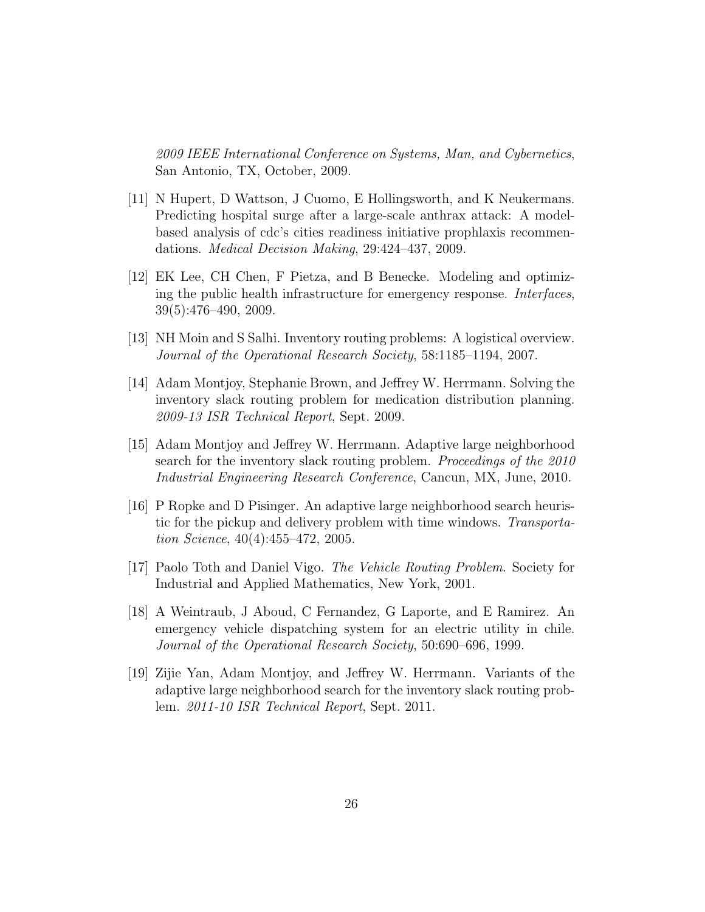*2009 IEEE International Conference on Systems, Man, and Cybernetics*, San Antonio, TX, October, 2009.

[11] N Hupert, D Wattson, J Cuomo, E Hollingsworth, and K Neukermans. Predicting hospital surge after a large-scale anthrax attack: A model-based analysis of cdc's cities readiness initiative prophlaxis recommendations. *Medical Decision Making*, 29:424–437, 2009.

[12] EK Lee, CH Chen, F Pietza, and B Benecke. Modeling and optimizing the public health infrastructure for emergency response. *Interfaces*, 39(5):476–490, 2009.

[13] NH Moin and S Salhi. Inventory routing problems: A logistical overview. *Journal of the Operational Research Society*, 58:1185–1194, 2007.

[14] Adam Montjoy, Stephanie Brown, and Jeffrey W. Herrmann. Solving the inventory slack routing problem for medication distribution planning. *2009-13 ISR Technical Report*, Sept. 2009.

[15] Adam Montjoy and Jeffrey W. Herrmann. Adaptive large neighborhood search for the inventory slack routing problem. *Proceedings of the 2010 Industrial Engineering Research Conference*, Cancun, MX, June, 2010.

[16] P Ropke and D Pisinger. An adaptive large neighborhood search heuristic for the pickup and delivery problem with time windows. *Transportation Science*, 40(4):455–472, 2005.

[17] Paolo Toth and Daniel Vigo. *The Vehicle Routing Problem*. Society for Industrial and Applied Mathematics, New York, 2001.

[18] A Weintraub, J Aboud, C Fernandez, G Laporte, and E Ramirez. An emergency vehicle dispatching system for an electric utility in chile. *Journal of the Operational Research Society*, 50:690–696, 1999.

[19] Zijie Yan, Adam Montjoy, and Jeffrey W. Herrmann. Variants of the adaptive large neighborhood search for the inventory slack routing problem. *2011-10 ISR Technical Report*, Sept. 2011.